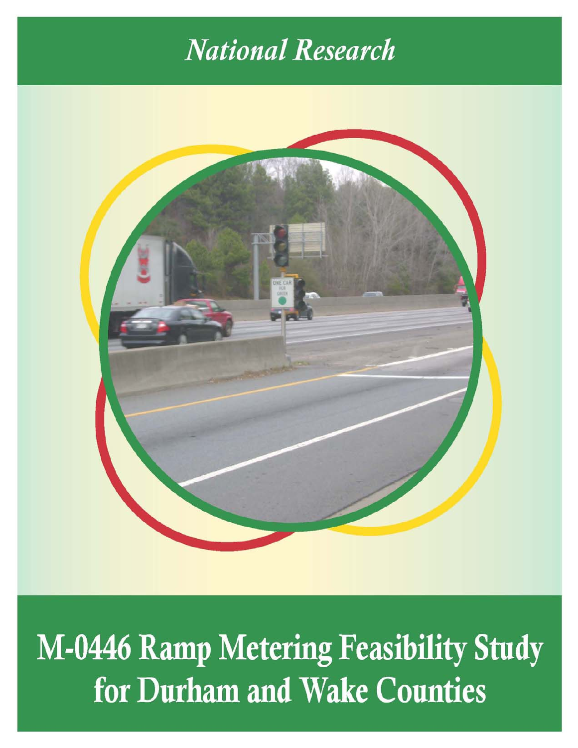*National Research*

# M-0446 Ramp Metering Feasibility Study for Durham and Wake Counties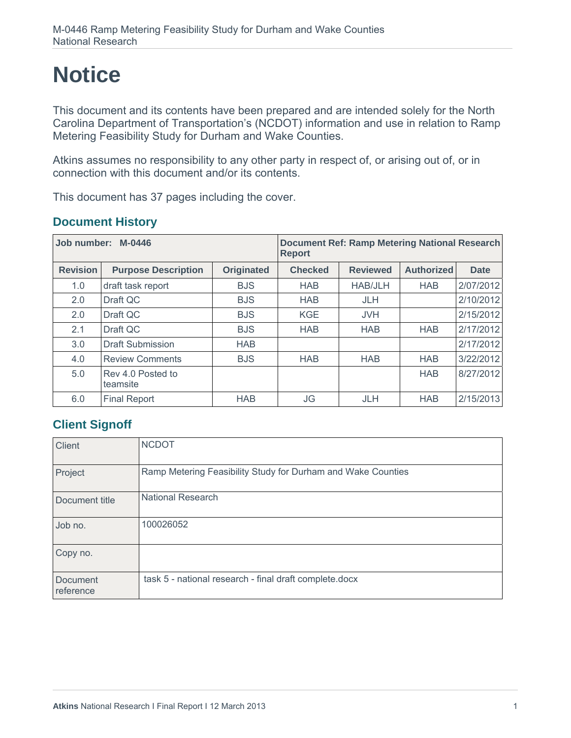# Notice

This document and its contents have been prepared and are intended solely for the North Carolina Department of Transportation's (NCDOT) information and use in relation to Ramp Metering Feasibility Study for Durham and Wake Counties.

Atkins assumes no responsibility to any other party in respect of, or arising out of, or in connection with this document and/or its contents.

This document has 37 pages including the cover.

## Document History

| **Job number: M-0446** | | | **Document Ref: Ramp Metering National Research Report** | | | |
|---|---|---|---|---|---|---|
| **Revision** | **Purpose Description** | **Originated** | **Checked** | **Reviewed** | **Authorized** | **Date** |
| 1.0 | draft task report | BJS | HAB | HAB/JLH | HAB | 2/07/2012 |
| 2.0 | Draft QC | BJS | HAB | JLH | | 2/10/2012 |
| 2.0 | Draft QC | BJS | KGE | JVH | | 2/15/2012 |
| 2.1 | Draft QC | BJS | HAB | HAB | HAB | 2/17/2012 |
| 3.0 | Draft Submission | HAB | | | | 2/17/2012 |
| 4.0 | Review Comments | BJS | HAB | HAB | HAB | 3/22/2012 |
| 5.0 | Rev 4.0 Posted to teamsite | | | | HAB | 8/27/2012 |
| 6.0 | Final Report | HAB | JG | JLH | HAB | 2/15/2013 |

## Client Signoff

| | |
|---|---|
| Client | NCDOT |
| Project | Ramp Metering Feasibility Study for Durham and Wake Counties |
| Document title | National Research |
| Job no. | 100026052 |
| Copy no. | |
| Document reference | task 5 - national research - final draft complete.docx |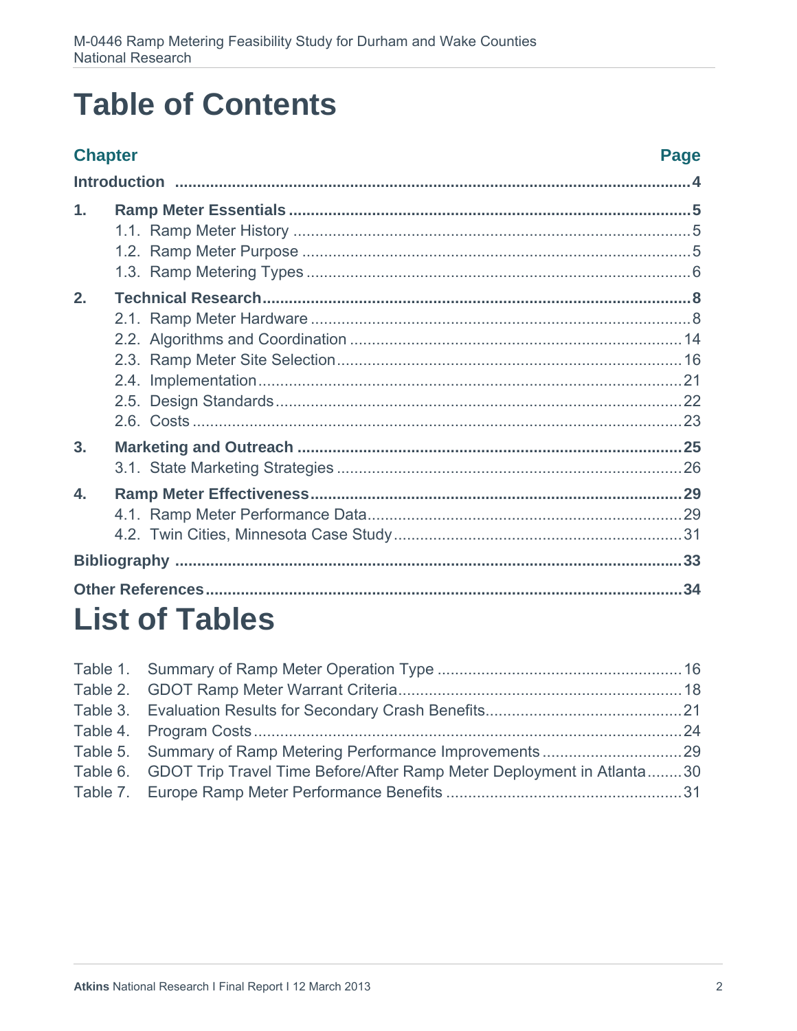# Table of Contents

| Chapter | | Page |
|---|---|---|
| **Introduction** | | **4** |
| **1.** | **Ramp Meter Essentials** | **5** |
| | 1.1. Ramp Meter History | 5 |
| | 1.2. Ramp Meter Purpose | 5 |
| | 1.3. Ramp Metering Types | 6 |
| **2.** | **Technical Research** | **8** |
| | 2.1. Ramp Meter Hardware | 8 |
| | 2.2. Algorithms and Coordination | 14 |
| | 2.3. Ramp Meter Site Selection | 16 |
| | 2.4. Implementation | 21 |
| | 2.5. Design Standards | 22 |
| | 2.6. Costs | 23 |
| **3.** | **Marketing and Outreach** | **25** |
| | 3.1. State Marketing Strategies | 26 |
| **4.** | **Ramp Meter Effectiveness** | **29** |
| | 4.1. Ramp Meter Performance Data | 29 |
| | 4.2. Twin Cities, Minnesota Case Study | 31 |
| **Bibliography** | | **33** |
| **Other References** | | **34** |

# List of Tables

| | | |
|---|---|---|
| Table 1. | Summary of Ramp Meter Operation Type | 16 |
| Table 2. | GDOT Ramp Meter Warrant Criteria | 18 |
| Table 3. | Evaluation Results for Secondary Crash Benefits | 21 |
| Table 4. | Program Costs | 24 |
| Table 5. | Summary of Ramp Metering Performance Improvements | 29 |
| Table 6. | GDOT Trip Travel Time Before/After Ramp Meter Deployment in Atlanta | 30 |
| Table 7. | Europe Ramp Meter Performance Benefits | 31 |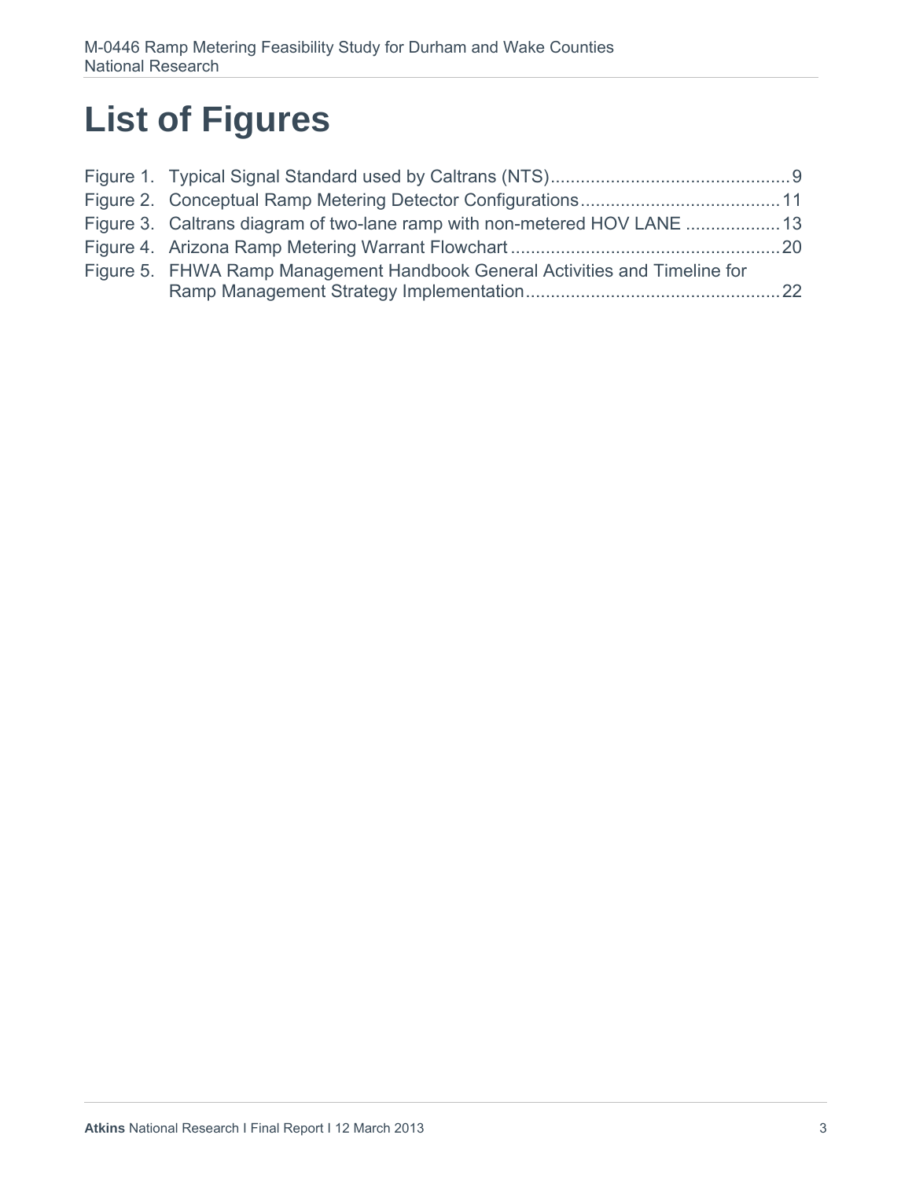# List of Figures

Figure 1. Typical Signal Standard used by Caltrans (NTS) ................................................ 9
Figure 2. Conceptual Ramp Metering Detector Configurations ........................................ 11
Figure 3. Caltrans diagram of two-lane ramp with non-metered HOV LANE .................. 13
Figure 4. Arizona Ramp Metering Warrant Flowchart ..................................................... 20
Figure 5. FHWA Ramp Management Handbook General Activities and Timeline for Ramp Management Strategy Implementation .................................................. 22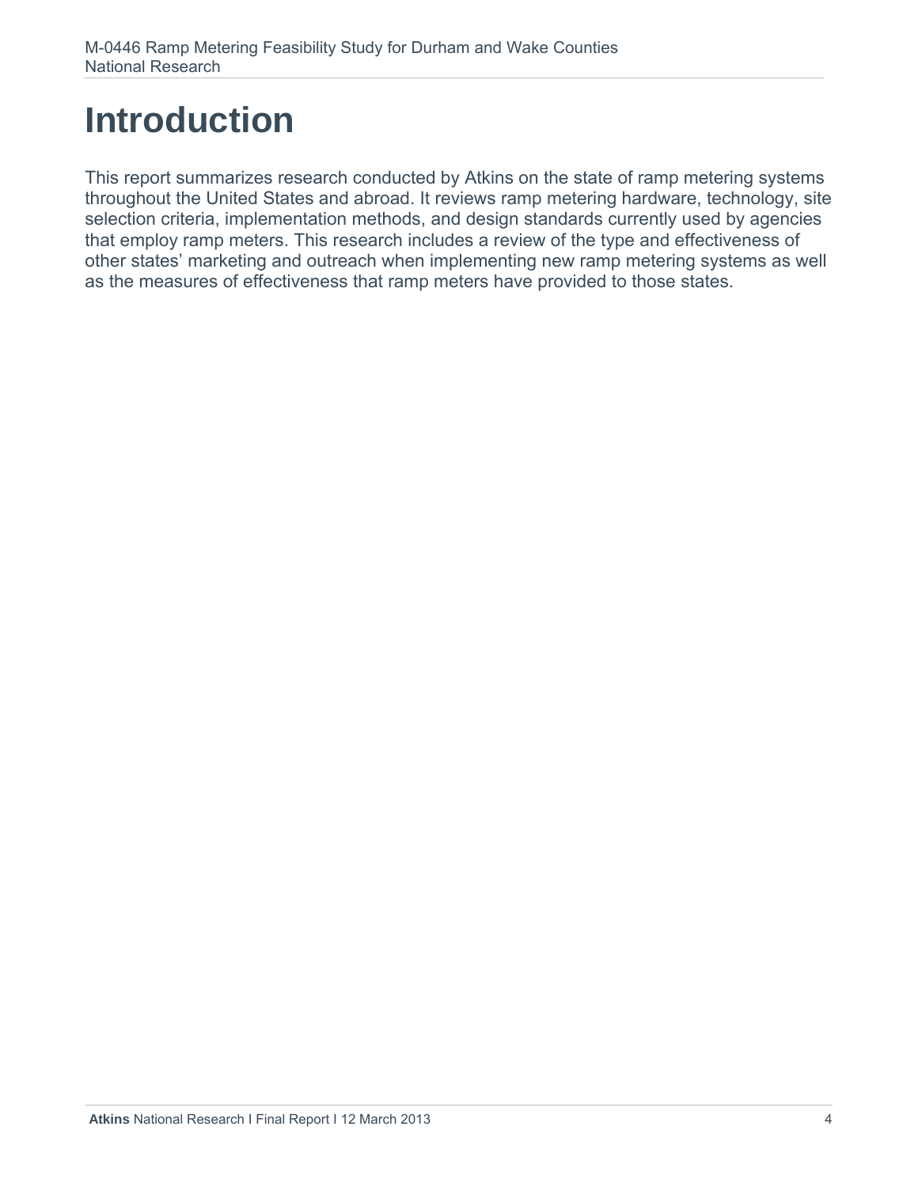# Introduction

This report summarizes research conducted by Atkins on the state of ramp metering systems throughout the United States and abroad. It reviews ramp metering hardware, technology, site selection criteria, implementation methods, and design standards currently used by agencies that employ ramp meters. This research includes a review of the type and effectiveness of other states' marketing and outreach when implementing new ramp metering systems as well as the measures of effectiveness that ramp meters have provided to those states.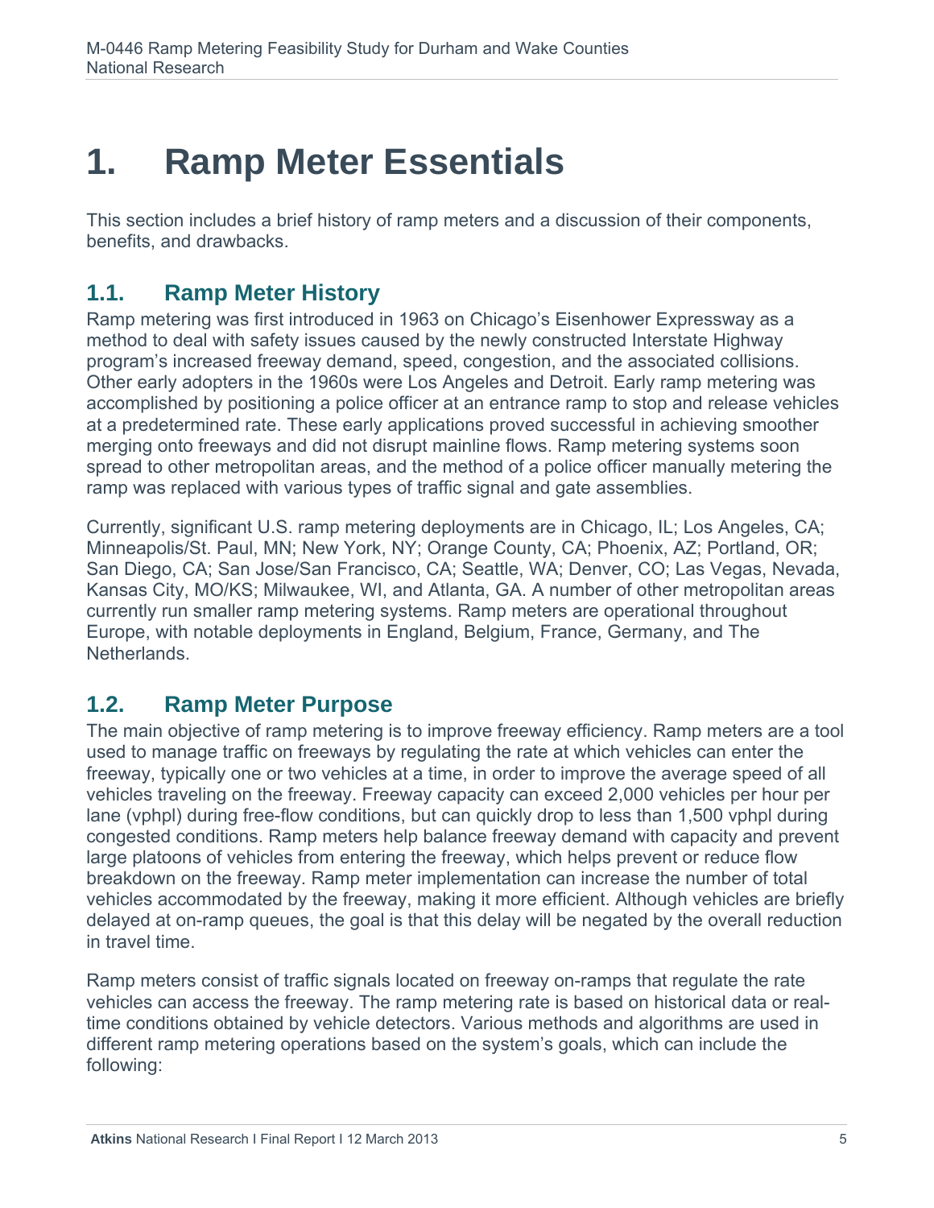# 1. Ramp Meter Essentials

This section includes a brief history of ramp meters and a discussion of their components, benefits, and drawbacks.

## 1.1. Ramp Meter History

Ramp metering was first introduced in 1963 on Chicago's Eisenhower Expressway as a method to deal with safety issues caused by the newly constructed Interstate Highway program's increased freeway demand, speed, congestion, and the associated collisions. Other early adopters in the 1960s were Los Angeles and Detroit. Early ramp metering was accomplished by positioning a police officer at an entrance ramp to stop and release vehicles at a predetermined rate. These early applications proved successful in achieving smoother merging onto freeways and did not disrupt mainline flows. Ramp metering systems soon spread to other metropolitan areas, and the method of a police officer manually metering the ramp was replaced with various types of traffic signal and gate assemblies.

Currently, significant U.S. ramp metering deployments are in Chicago, IL; Los Angeles, CA; Minneapolis/St. Paul, MN; New York, NY; Orange County, CA; Phoenix, AZ; Portland, OR; San Diego, CA; San Jose/San Francisco, CA; Seattle, WA; Denver, CO; Las Vegas, Nevada, Kansas City, MO/KS; Milwaukee, WI, and Atlanta, GA. A number of other metropolitan areas currently run smaller ramp metering systems. Ramp meters are operational throughout Europe, with notable deployments in England, Belgium, France, Germany, and The Netherlands.

## 1.2. Ramp Meter Purpose

The main objective of ramp metering is to improve freeway efficiency. Ramp meters are a tool used to manage traffic on freeways by regulating the rate at which vehicles can enter the freeway, typically one or two vehicles at a time, in order to improve the average speed of all vehicles traveling on the freeway. Freeway capacity can exceed 2,000 vehicles per hour per lane (vphpl) during free-flow conditions, but can quickly drop to less than 1,500 vphpl during congested conditions. Ramp meters help balance freeway demand with capacity and prevent large platoons of vehicles from entering the freeway, which helps prevent or reduce flow breakdown on the freeway. Ramp meter implementation can increase the number of total vehicles accommodated by the freeway, making it more efficient. Although vehicles are briefly delayed at on-ramp queues, the goal is that this delay will be negated by the overall reduction in travel time.

Ramp meters consist of traffic signals located on freeway on-ramps that regulate the rate vehicles can access the freeway. The ramp metering rate is based on historical data or real-time conditions obtained by vehicle detectors. Various methods and algorithms are used in different ramp metering operations based on the system's goals, which can include the following: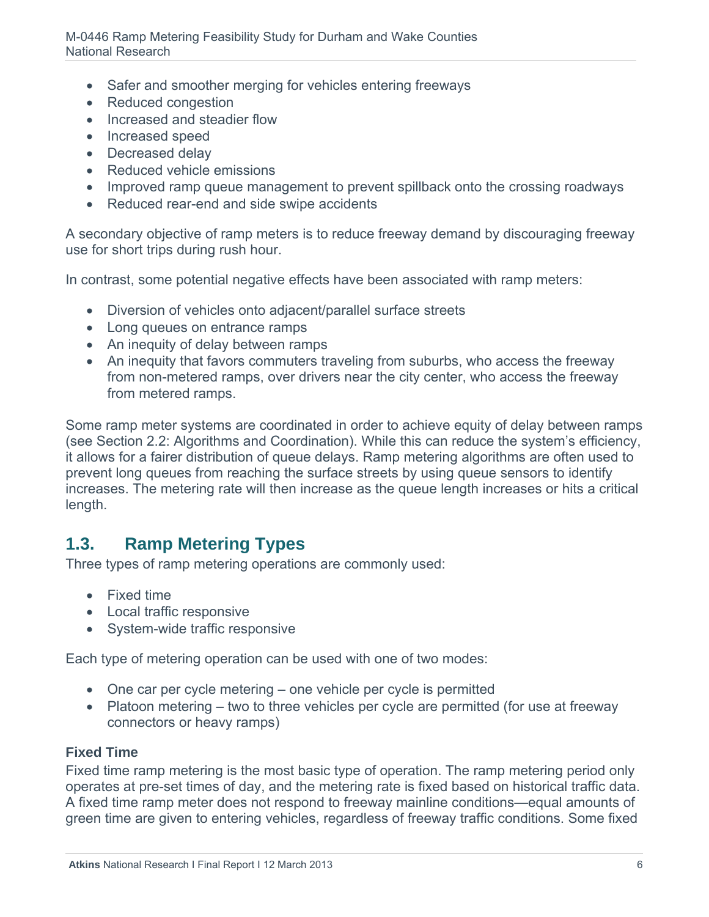- Safer and smoother merging for vehicles entering freeways
- Reduced congestion
- Increased and steadier flow
- Increased speed
- Decreased delay
- Reduced vehicle emissions
- Improved ramp queue management to prevent spillback onto the crossing roadways
- Reduced rear-end and side swipe accidents

A secondary objective of ramp meters is to reduce freeway demand by discouraging freeway use for short trips during rush hour.

In contrast, some potential negative effects have been associated with ramp meters:

- Diversion of vehicles onto adjacent/parallel surface streets
- Long queues on entrance ramps
- An inequity of delay between ramps
- An inequity that favors commuters traveling from suburbs, who access the freeway from non-metered ramps, over drivers near the city center, who access the freeway from metered ramps.

Some ramp meter systems are coordinated in order to achieve equity of delay between ramps (see Section 2.2: Algorithms and Coordination). While this can reduce the system's efficiency, it allows for a fairer distribution of queue delays. Ramp metering algorithms are often used to prevent long queues from reaching the surface streets by using queue sensors to identify increases. The metering rate will then increase as the queue length increases or hits a critical length.

## 1.3. Ramp Metering Types

Three types of ramp metering operations are commonly used:

- Fixed time
- Local traffic responsive
- System-wide traffic responsive

Each type of metering operation can be used with one of two modes:

- One car per cycle metering – one vehicle per cycle is permitted
- Platoon metering – two to three vehicles per cycle are permitted (for use at freeway connectors or heavy ramps)

**Fixed Time**

Fixed time ramp metering is the most basic type of operation. The ramp metering period only operates at pre-set times of day, and the metering rate is fixed based on historical traffic data. A fixed time ramp meter does not respond to freeway mainline conditions—equal amounts of green time are given to entering vehicles, regardless of freeway traffic conditions. Some fixed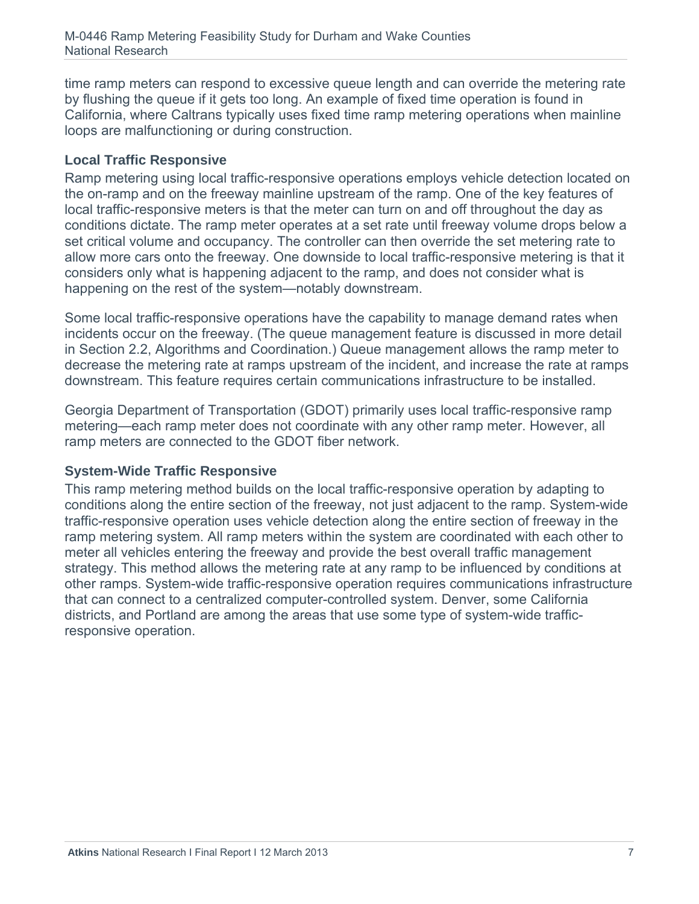time ramp meters can respond to excessive queue length and can override the metering rate by flushing the queue if it gets too long. An example of fixed time operation is found in California, where Caltrans typically uses fixed time ramp metering operations when mainline loops are malfunctioning or during construction.

### Local Traffic Responsive

Ramp metering using local traffic-responsive operations employs vehicle detection located on the on-ramp and on the freeway mainline upstream of the ramp. One of the key features of local traffic-responsive meters is that the meter can turn on and off throughout the day as conditions dictate. The ramp meter operates at a set rate until freeway volume drops below a set critical volume and occupancy. The controller can then override the set metering rate to allow more cars onto the freeway. One downside to local traffic-responsive metering is that it considers only what is happening adjacent to the ramp, and does not consider what is happening on the rest of the system—notably downstream.

Some local traffic-responsive operations have the capability to manage demand rates when incidents occur on the freeway. (The queue management feature is discussed in more detail in Section 2.2, Algorithms and Coordination.) Queue management allows the ramp meter to decrease the metering rate at ramps upstream of the incident, and increase the rate at ramps downstream. This feature requires certain communications infrastructure to be installed.

Georgia Department of Transportation (GDOT) primarily uses local traffic-responsive ramp metering—each ramp meter does not coordinate with any other ramp meter. However, all ramp meters are connected to the GDOT fiber network.

### System-Wide Traffic Responsive

This ramp metering method builds on the local traffic-responsive operation by adapting to conditions along the entire section of the freeway, not just adjacent to the ramp. System-wide traffic-responsive operation uses vehicle detection along the entire section of freeway in the ramp metering system. All ramp meters within the system are coordinated with each other to meter all vehicles entering the freeway and provide the best overall traffic management strategy. This method allows the metering rate at any ramp to be influenced by conditions at other ramps. System-wide traffic-responsive operation requires communications infrastructure that can connect to a centralized computer-controlled system. Denver, some California districts, and Portland are among the areas that use some type of system-wide traffic-responsive operation.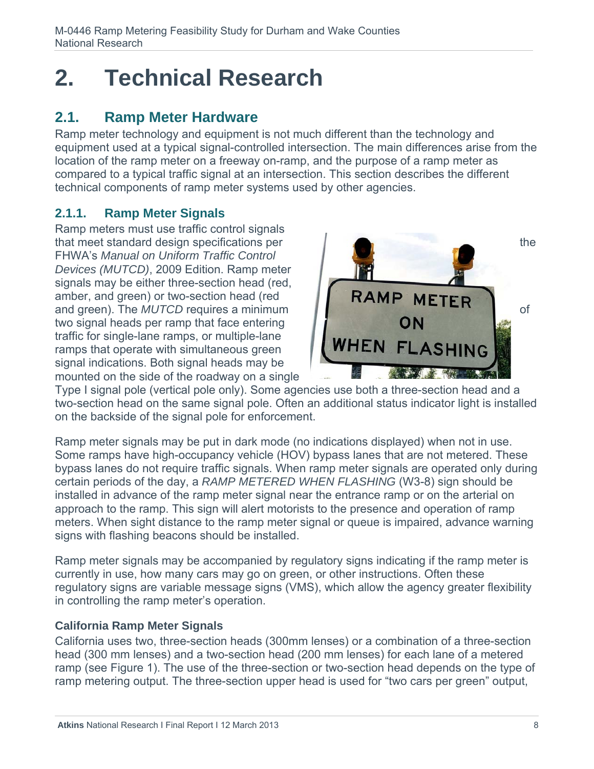# 2. Technical Research

## 2.1. Ramp Meter Hardware

Ramp meter technology and equipment is not much different than the technology and equipment used at a typical signal-controlled intersection. The main differences arise from the location of the ramp meter on a freeway on-ramp, and the purpose of a ramp meter as compared to a typical traffic signal at an intersection. This section describes the different technical components of ramp meter systems used by other agencies.

### 2.1.1. Ramp Meter Signals

Ramp meters must use traffic control signals that meet standard design specifications per the FHWA's *Manual on Uniform Traffic Control Devices (MUTCD)*, 2009 Edition. Ramp meter signals may be either three-section head (red, amber, and green) or two-section head (red and green). The *MUTCD* requires a minimum of two signal heads per ramp that face entering traffic for single-lane ramps, or multiple-lane ramps that operate with simultaneous green signal indications. Both signal heads may be mounted on the side of the roadway on a single Type I signal pole (vertical pole only). Some agencies use both a three-section head and a two-section head on the same signal pole. Often an additional status indicator light is installed on the backside of the signal pole for enforcement.

Ramp meter signals may be put in dark mode (no indications displayed) when not in use. Some ramps have high-occupancy vehicle (HOV) bypass lanes that are not metered. These bypass lanes do not require traffic signals. When ramp meter signals are operated only during certain periods of the day, a *RAMP METERED WHEN FLASHING* (W3-8) sign should be installed in advance of the ramp meter signal near the entrance ramp or on the arterial on approach to the ramp. This sign will alert motorists to the presence and operation of ramp meters. When sight distance to the ramp meter signal or queue is impaired, advance warning signs with flashing beacons should be installed.

Ramp meter signals may be accompanied by regulatory signs indicating if the ramp meter is currently in use, how many cars may go on green, or other instructions. Often these regulatory signs are variable message signs (VMS), which allow the agency greater flexibility in controlling the ramp meter's operation.

**California Ramp Meter Signals**

California uses two, three-section heads (300mm lenses) or a combination of a three-section head (300 mm lenses) and a two-section head (200 mm lenses) for each lane of a metered ramp (see Figure 1). The use of the three-section or two-section head depends on the type of ramp metering output. The three-section upper head is used for "two cars per green" output,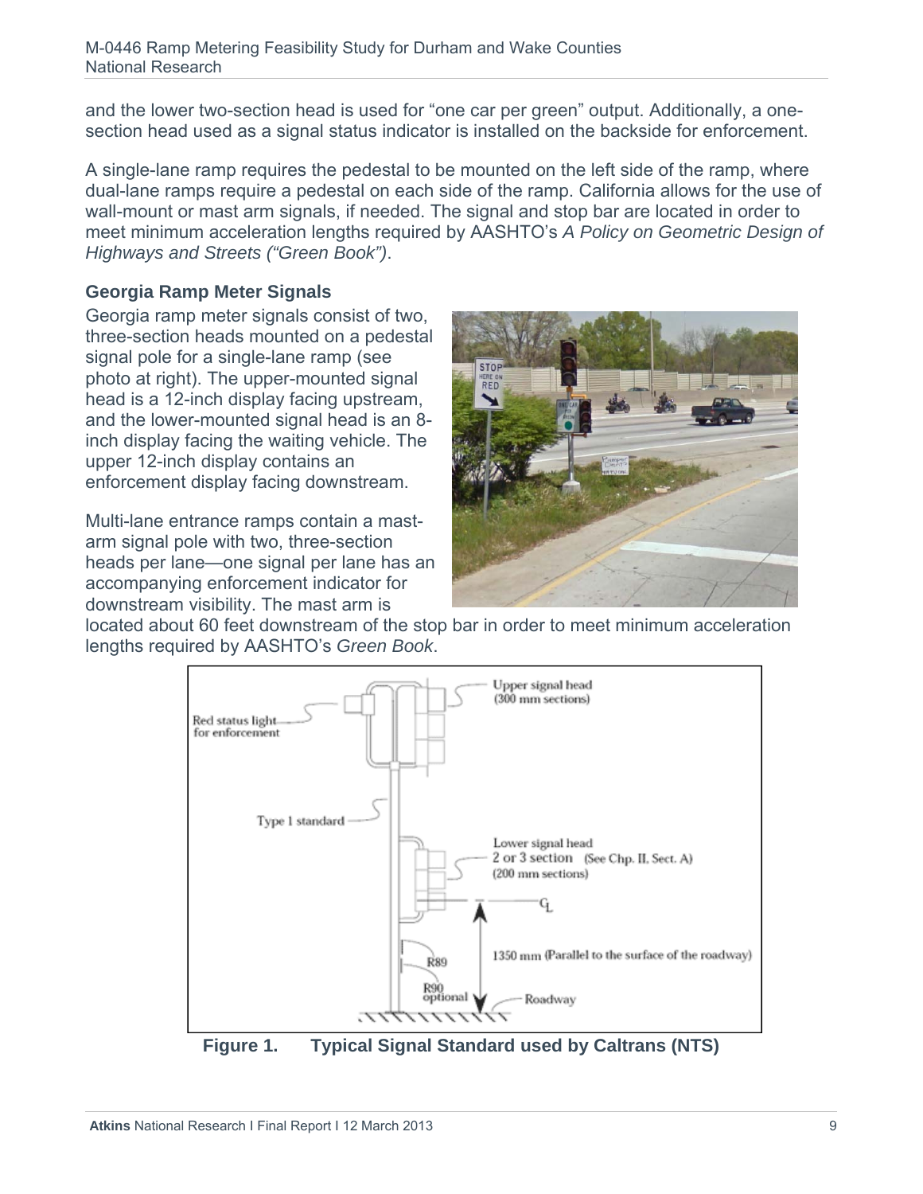and the lower two-section head is used for “one car per green” output. Additionally, a one-section head used as a signal status indicator is installed on the backside for enforcement.

A single-lane ramp requires the pedestal to be mounted on the left side of the ramp, where dual-lane ramps require a pedestal on each side of the ramp. California allows for the use of wall-mount or mast arm signals, if needed. The signal and stop bar are located in order to meet minimum acceleration lengths required by AASHTO’s *A Policy on Geometric Design of Highways and Streets (“Green Book”)*.

### Georgia Ramp Meter Signals

Georgia ramp meter signals consist of two, three-section heads mounted on a pedestal signal pole for a single-lane ramp (see photo at right). The upper-mounted signal head is a 12-inch display facing upstream, and the lower-mounted signal head is an 8-inch display facing the waiting vehicle. The upper 12-inch display contains an enforcement display facing downstream.

Multi-lane entrance ramps contain a mast-arm signal pole with two, three-section heads per lane—one signal per lane has an accompanying enforcement indicator for downstream visibility. The mast arm is located about 60 feet downstream of the stop bar in order to meet minimum acceleration lengths required by AASHTO’s *Green Book*.

**Figure 1. Typical Signal Standard used by Caltrans (NTS)**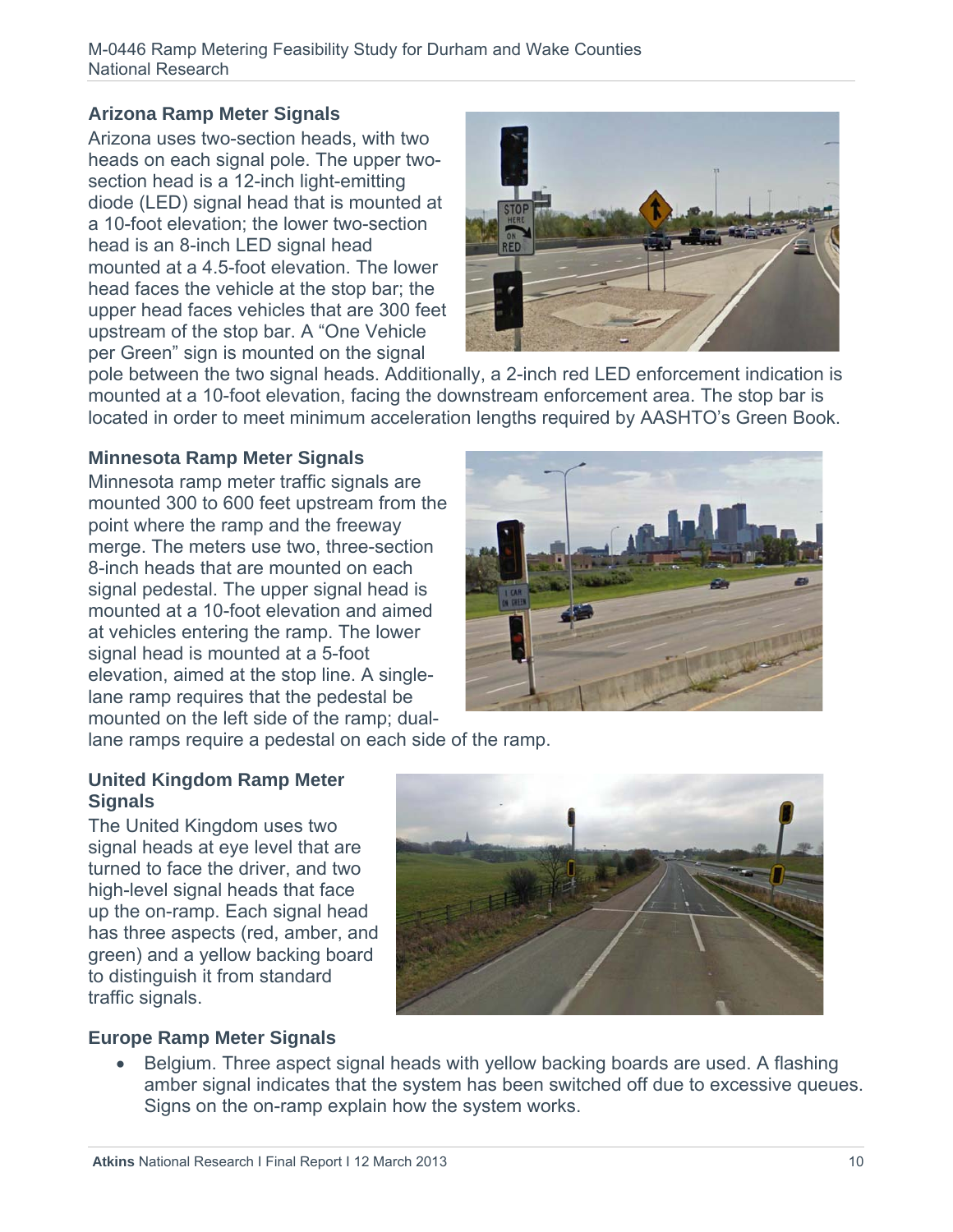### Arizona Ramp Meter Signals

Arizona uses two-section heads, with two heads on each signal pole. The upper two-section head is a 12-inch light-emitting diode (LED) signal head that is mounted at a 10-foot elevation; the lower two-section head is an 8-inch LED signal head mounted at a 4.5-foot elevation. The lower head faces the vehicle at the stop bar; the upper head faces vehicles that are 300 feet upstream of the stop bar. A "One Vehicle per Green" sign is mounted on the signal pole between the two signal heads. Additionally, a 2-inch red LED enforcement indication is mounted at a 10-foot elevation, facing the downstream enforcement area. The stop bar is located in order to meet minimum acceleration lengths required by AASHTO's Green Book.

### Minnesota Ramp Meter Signals

Minnesota ramp meter traffic signals are mounted 300 to 600 feet upstream from the point where the ramp and the freeway merge. The meters use two, three-section 8-inch heads that are mounted on each signal pedestal. The upper signal head is mounted at a 10-foot elevation and aimed at vehicles entering the ramp. The lower signal head is mounted at a 5-foot elevation, aimed at the stop line. A single-lane ramp requires that the pedestal be mounted on the left side of the ramp; dual-lane ramps require a pedestal on each side of the ramp.

### United Kingdom Ramp Meter Signals

The United Kingdom uses two signal heads at eye level that are turned to face the driver, and two high-level signal heads that face up the on-ramp. Each signal head has three aspects (red, amber, and green) and a yellow backing board to distinguish it from standard traffic signals.

### Europe Ramp Meter Signals

- Belgium. Three aspect signal heads with yellow backing boards are used. A flashing amber signal indicates that the system has been switched off due to excessive queues. Signs on the on-ramp explain how the system works.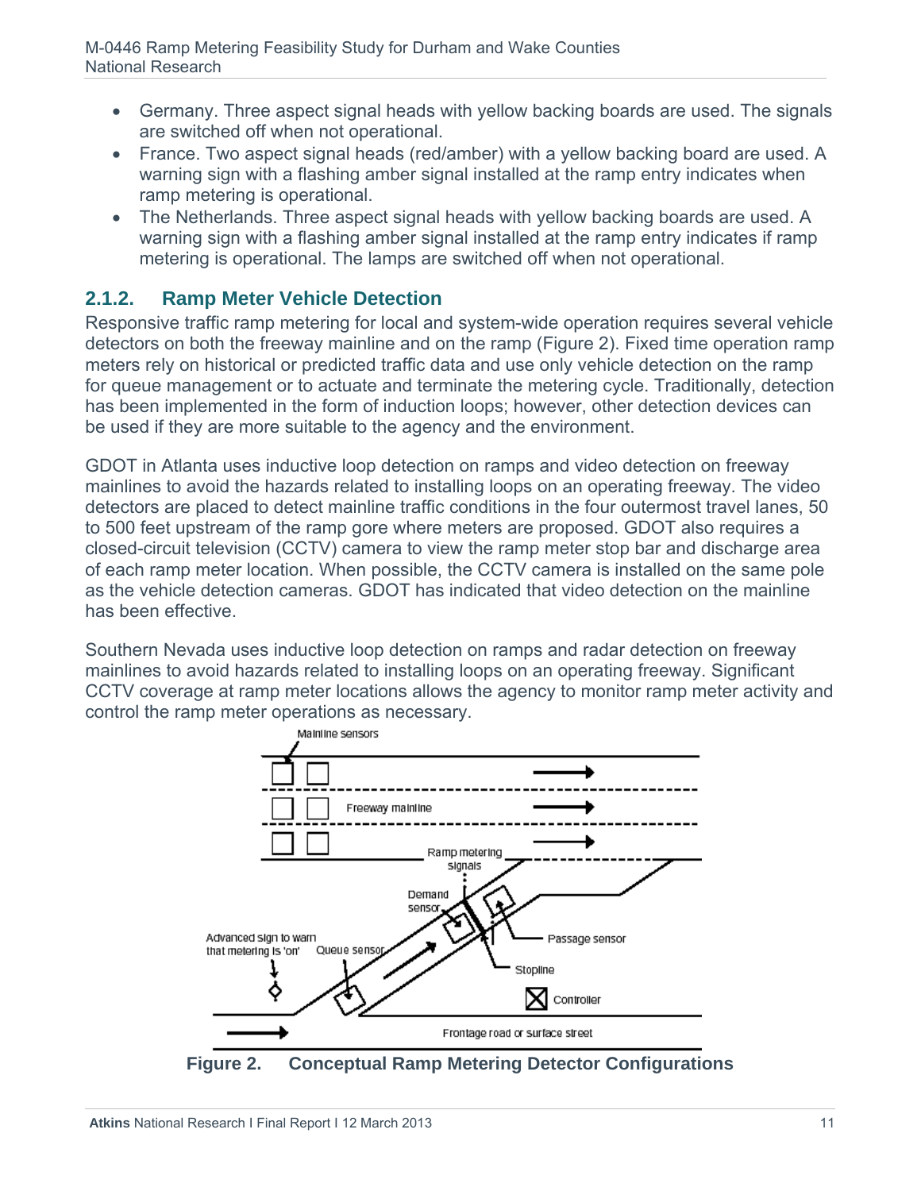- Germany. Three aspect signal heads with yellow backing boards are used. The signals are switched off when not operational.
- France. Two aspect signal heads (red/amber) with a yellow backing board are used. A warning sign with a flashing amber signal installed at the ramp entry indicates when ramp metering is operational.
- The Netherlands. Three aspect signal heads with yellow backing boards are used. A warning sign with a flashing amber signal installed at the ramp entry indicates if ramp metering is operational. The lamps are switched off when not operational.

### 2.1.2. Ramp Meter Vehicle Detection

Responsive traffic ramp metering for local and system-wide operation requires several vehicle detectors on both the freeway mainline and on the ramp (Figure 2). Fixed time operation ramp meters rely on historical or predicted traffic data and use only vehicle detection on the ramp for queue management or to actuate and terminate the metering cycle. Traditionally, detection has been implemented in the form of induction loops; however, other detection devices can be used if they are more suitable to the agency and the environment.

GDOT in Atlanta uses inductive loop detection on ramps and video detection on freeway mainlines to avoid the hazards related to installing loops on an operating freeway. The video detectors are placed to detect mainline traffic conditions in the four outermost travel lanes, 50 to 500 feet upstream of the ramp gore where meters are proposed. GDOT also requires a closed-circuit television (CCTV) camera to view the ramp meter stop bar and discharge area of each ramp meter location. When possible, the CCTV camera is installed on the same pole as the vehicle detection cameras. GDOT has indicated that video detection on the mainline has been effective.

Southern Nevada uses inductive loop detection on ramps and radar detection on freeway mainlines to avoid hazards related to installing loops on an operating freeway. Significant CCTV coverage at ramp meter locations allows the agency to monitor ramp meter activity and control the ramp meter operations as necessary.

Mainline sensors

Freeway mainline

Ramp metering signals

Demand sensor

Passage sensor

Stopline

Advanced sign to warn that metering is 'on'

Queue sensor

Controller

Frontage road or surface street

**Figure 2. Conceptual Ramp Metering Detector Configurations**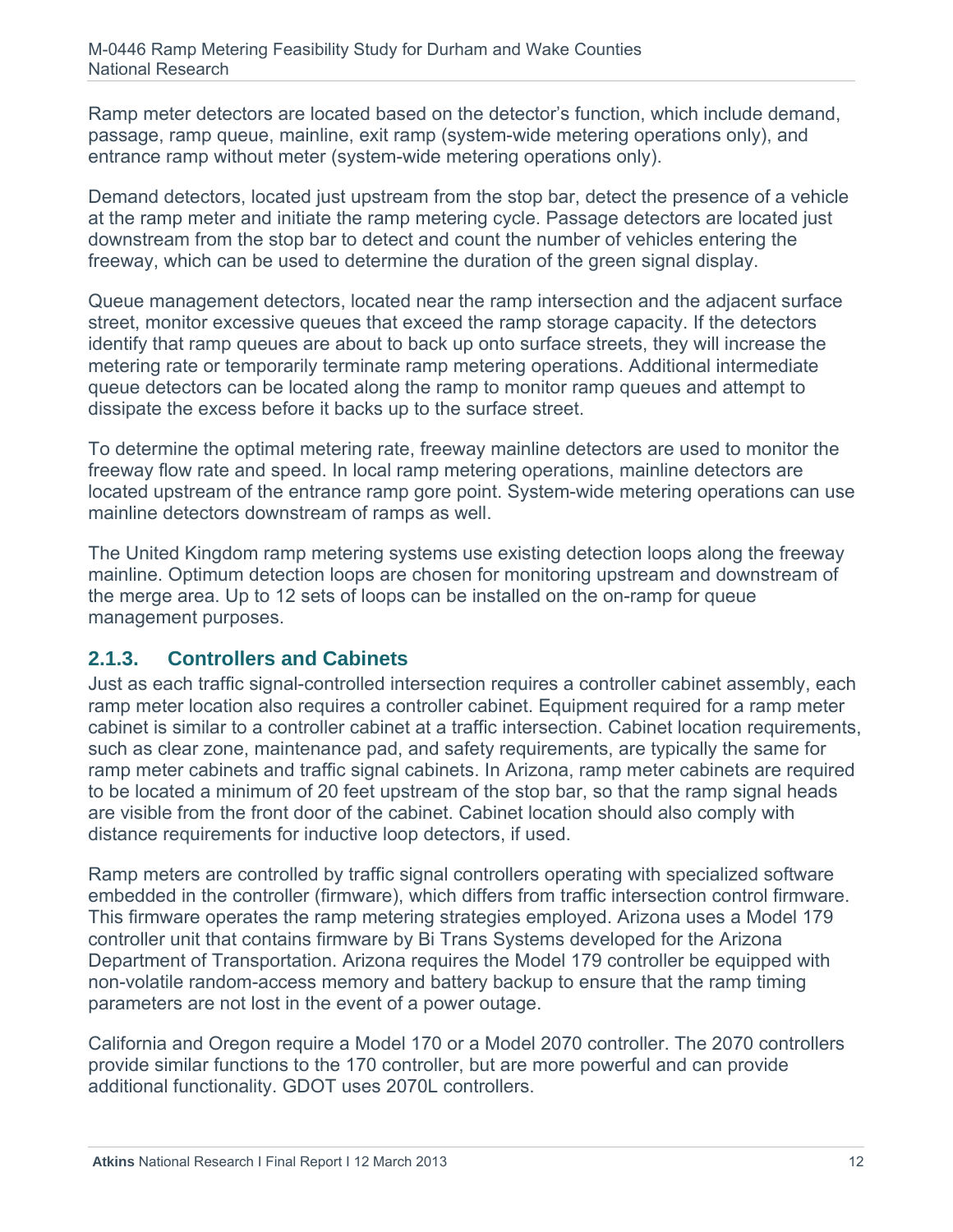Ramp meter detectors are located based on the detector's function, which include demand, passage, ramp queue, mainline, exit ramp (system-wide metering operations only), and entrance ramp without meter (system-wide metering operations only).

Demand detectors, located just upstream from the stop bar, detect the presence of a vehicle at the ramp meter and initiate the ramp metering cycle. Passage detectors are located just downstream from the stop bar to detect and count the number of vehicles entering the freeway, which can be used to determine the duration of the green signal display.

Queue management detectors, located near the ramp intersection and the adjacent surface street, monitor excessive queues that exceed the ramp storage capacity. If the detectors identify that ramp queues are about to back up onto surface streets, they will increase the metering rate or temporarily terminate ramp metering operations. Additional intermediate queue detectors can be located along the ramp to monitor ramp queues and attempt to dissipate the excess before it backs up to the surface street.

To determine the optimal metering rate, freeway mainline detectors are used to monitor the freeway flow rate and speed. In local ramp metering operations, mainline detectors are located upstream of the entrance ramp gore point. System-wide metering operations can use mainline detectors downstream of ramps as well.

The United Kingdom ramp metering systems use existing detection loops along the freeway mainline. Optimum detection loops are chosen for monitoring upstream and downstream of the merge area. Up to 12 sets of loops can be installed on the on-ramp for queue management purposes.

### 2.1.3. Controllers and Cabinets

Just as each traffic signal-controlled intersection requires a controller cabinet assembly, each ramp meter location also requires a controller cabinet. Equipment required for a ramp meter cabinet is similar to a controller cabinet at a traffic intersection. Cabinet location requirements, such as clear zone, maintenance pad, and safety requirements, are typically the same for ramp meter cabinets and traffic signal cabinets. In Arizona, ramp meter cabinets are required to be located a minimum of 20 feet upstream of the stop bar, so that the ramp signal heads are visible from the front door of the cabinet. Cabinet location should also comply with distance requirements for inductive loop detectors, if used.

Ramp meters are controlled by traffic signal controllers operating with specialized software embedded in the controller (firmware), which differs from traffic intersection control firmware. This firmware operates the ramp metering strategies employed. Arizona uses a Model 179 controller unit that contains firmware by Bi Trans Systems developed for the Arizona Department of Transportation. Arizona requires the Model 179 controller be equipped with non-volatile random-access memory and battery backup to ensure that the ramp timing parameters are not lost in the event of a power outage.

California and Oregon require a Model 170 or a Model 2070 controller. The 2070 controllers provide similar functions to the 170 controller, but are more powerful and can provide additional functionality. GDOT uses 2070L controllers.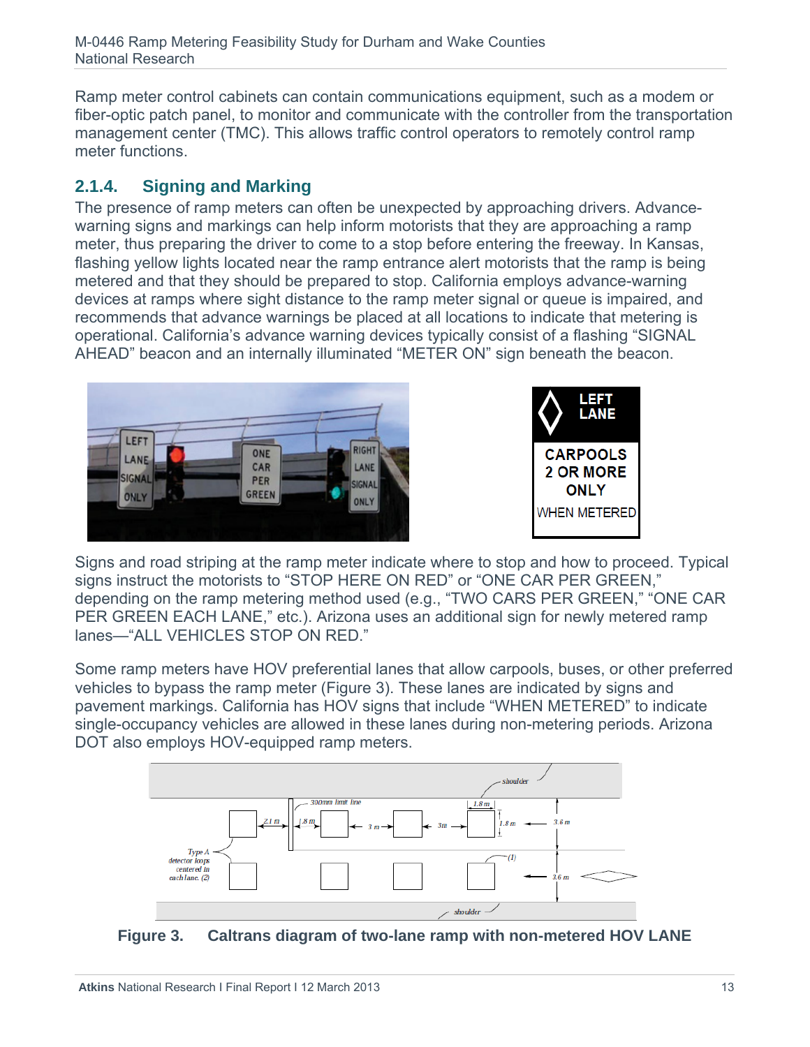Ramp meter control cabinets can contain communications equipment, such as a modem or fiber-optic patch panel, to monitor and communicate with the controller from the transportation management center (TMC). This allows traffic control operators to remotely control ramp meter functions.

### 2.1.4. Signing and Marking

The presence of ramp meters can often be unexpected by approaching drivers. Advance-warning signs and markings can help inform motorists that they are approaching a ramp meter, thus preparing the driver to come to a stop before entering the freeway. In Kansas, flashing yellow lights located near the ramp entrance alert motorists that the ramp is being metered and that they should be prepared to stop. California employs advance-warning devices at ramps where sight distance to the ramp meter signal or queue is impaired, and recommends that advance warnings be placed at all locations to indicate that metering is operational. California's advance warning devices typically consist of a flashing "SIGNAL AHEAD" beacon and an internally illuminated "METER ON" sign beneath the beacon.

Signs and road striping at the ramp meter indicate where to stop and how to proceed. Typical signs instruct the motorists to "STOP HERE ON RED" or "ONE CAR PER GREEN," depending on the ramp metering method used (e.g., "TWO CARS PER GREEN," "ONE CAR PER GREEN EACH LANE," etc.). Arizona uses an additional sign for newly metered ramp lanes—"ALL VEHICLES STOP ON RED."

Some ramp meters have HOV preferential lanes that allow carpools, buses, or other preferred vehicles to bypass the ramp meter (Figure 3). These lanes are indicated by signs and pavement markings. California has HOV signs that include "WHEN METERED" to indicate single-occupancy vehicles are allowed in these lanes during non-metering periods. Arizona DOT also employs HOV-equipped ramp meters.

**Figure 3. Caltrans diagram of two-lane ramp with non-metered HOV LANE**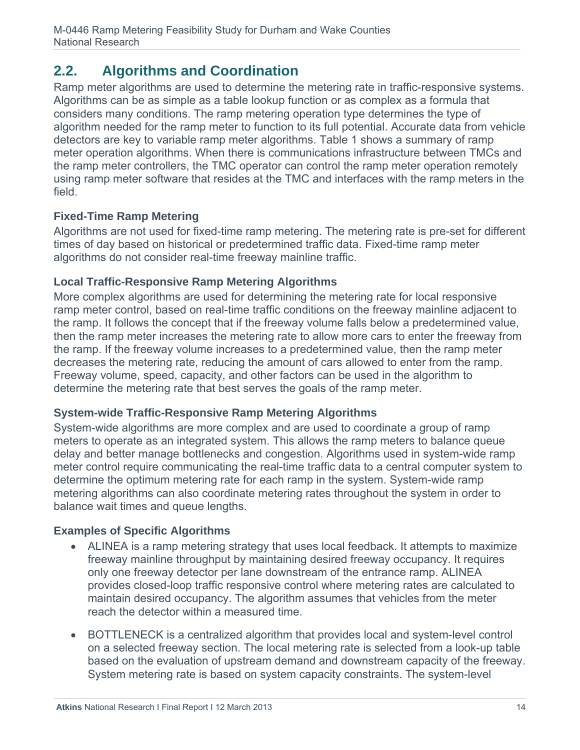## 2.2. Algorithms and Coordination

Ramp meter algorithms are used to determine the metering rate in traffic-responsive systems. Algorithms can be as simple as a table lookup function or as complex as a formula that considers many conditions. The ramp metering operation type determines the type of algorithm needed for the ramp meter to function to its full potential. Accurate data from vehicle detectors are key to variable ramp meter algorithms. Table 1 shows a summary of ramp meter operation algorithms. When there is communications infrastructure between TMCs and the ramp meter controllers, the TMC operator can control the ramp meter operation remotely using ramp meter software that resides at the TMC and interfaces with the ramp meters in the field.

### Fixed-Time Ramp Metering

Algorithms are not used for fixed-time ramp metering. The metering rate is pre-set for different times of day based on historical or predetermined traffic data. Fixed-time ramp meter algorithms do not consider real-time freeway mainline traffic.

### Local Traffic-Responsive Ramp Metering Algorithms

More complex algorithms are used for determining the metering rate for local responsive ramp meter control, based on real-time traffic conditions on the freeway mainline adjacent to the ramp. It follows the concept that if the freeway volume falls below a predetermined value, then the ramp meter increases the metering rate to allow more cars to enter the freeway from the ramp. If the freeway volume increases to a predetermined value, then the ramp meter decreases the metering rate, reducing the amount of cars allowed to enter from the ramp. Freeway volume, speed, capacity, and other factors can be used in the algorithm to determine the metering rate that best serves the goals of the ramp meter.

### System-wide Traffic-Responsive Ramp Metering Algorithms

System-wide algorithms are more complex and are used to coordinate a group of ramp meters to operate as an integrated system. This allows the ramp meters to balance queue delay and better manage bottlenecks and congestion. Algorithms used in system-wide ramp meter control require communicating the real-time traffic data to a central computer system to determine the optimum metering rate for each ramp in the system. System-wide ramp metering algorithms can also coordinate metering rates throughout the system in order to balance wait times and queue lengths.

### Examples of Specific Algorithms

- ALINEA is a ramp metering strategy that uses local feedback. It attempts to maximize freeway mainline throughput by maintaining desired freeway occupancy. It requires only one freeway detector per lane downstream of the entrance ramp. ALINEA provides closed-loop traffic responsive control where metering rates are calculated to maintain desired occupancy. The algorithm assumes that vehicles from the meter reach the detector within a measured time.

- BOTTLENECK is a centralized algorithm that provides local and system-level control on a selected freeway section. The local metering rate is selected from a look-up table based on the evaluation of upstream demand and downstream capacity of the freeway. System metering rate is based on system capacity constraints. The system-level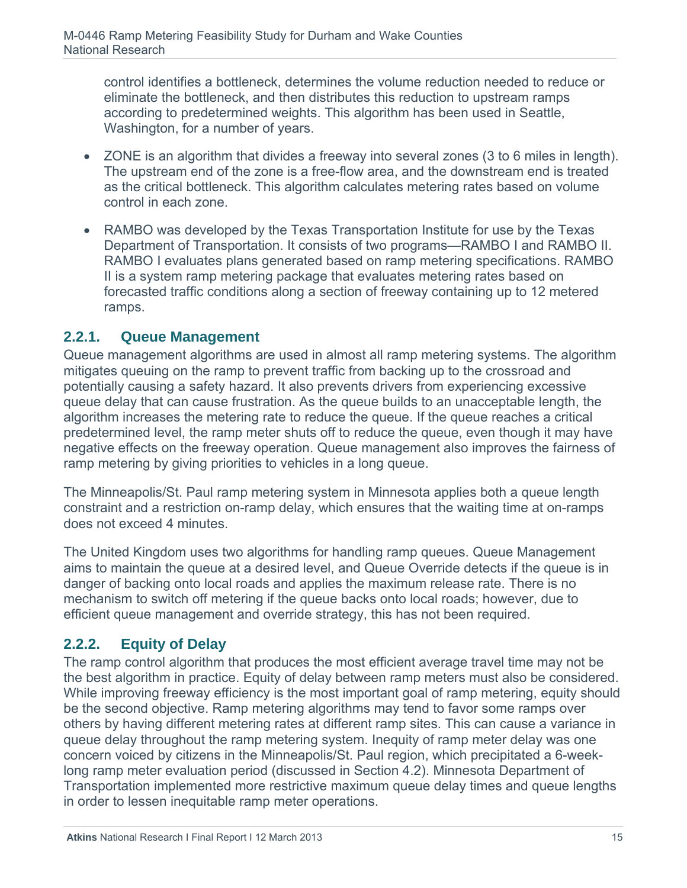control identifies a bottleneck, determines the volume reduction needed to reduce or eliminate the bottleneck, and then distributes this reduction to upstream ramps according to predetermined weights. This algorithm has been used in Seattle, Washington, for a number of years.

- ZONE is an algorithm that divides a freeway into several zones (3 to 6 miles in length). The upstream end of the zone is a free-flow area, and the downstream end is treated as the critical bottleneck. This algorithm calculates metering rates based on volume control in each zone.
- RAMBO was developed by the Texas Transportation Institute for use by the Texas Department of Transportation. It consists of two programs—RAMBO I and RAMBO II. RAMBO I evaluates plans generated based on ramp metering specifications. RAMBO II is a system ramp metering package that evaluates metering rates based on forecasted traffic conditions along a section of freeway containing up to 12 metered ramps.

### 2.2.1. Queue Management

Queue management algorithms are used in almost all ramp metering systems. The algorithm mitigates queuing on the ramp to prevent traffic from backing up to the crossroad and potentially causing a safety hazard. It also prevents drivers from experiencing excessive queue delay that can cause frustration. As the queue builds to an unacceptable length, the algorithm increases the metering rate to reduce the queue. If the queue reaches a critical predetermined level, the ramp meter shuts off to reduce the queue, even though it may have negative effects on the freeway operation. Queue management also improves the fairness of ramp metering by giving priorities to vehicles in a long queue.

The Minneapolis/St. Paul ramp metering system in Minnesota applies both a queue length constraint and a restriction on-ramp delay, which ensures that the waiting time at on-ramps does not exceed 4 minutes.

The United Kingdom uses two algorithms for handling ramp queues. Queue Management aims to maintain the queue at a desired level, and Queue Override detects if the queue is in danger of backing onto local roads and applies the maximum release rate. There is no mechanism to switch off metering if the queue backs onto local roads; however, due to efficient queue management and override strategy, this has not been required.

### 2.2.2. Equity of Delay

The ramp control algorithm that produces the most efficient average travel time may not be the best algorithm in practice. Equity of delay between ramp meters must also be considered. While improving freeway efficiency is the most important goal of ramp metering, equity should be the second objective. Ramp metering algorithms may tend to favor some ramps over others by having different metering rates at different ramp sites. This can cause a variance in queue delay throughout the ramp metering system. Inequity of ramp meter delay was one concern voiced by citizens in the Minneapolis/St. Paul region, which precipitated a 6-week-long ramp meter evaluation period (discussed in Section 4.2). Minnesota Department of Transportation implemented more restrictive maximum queue delay times and queue lengths in order to lessen inequitable ramp meter operations.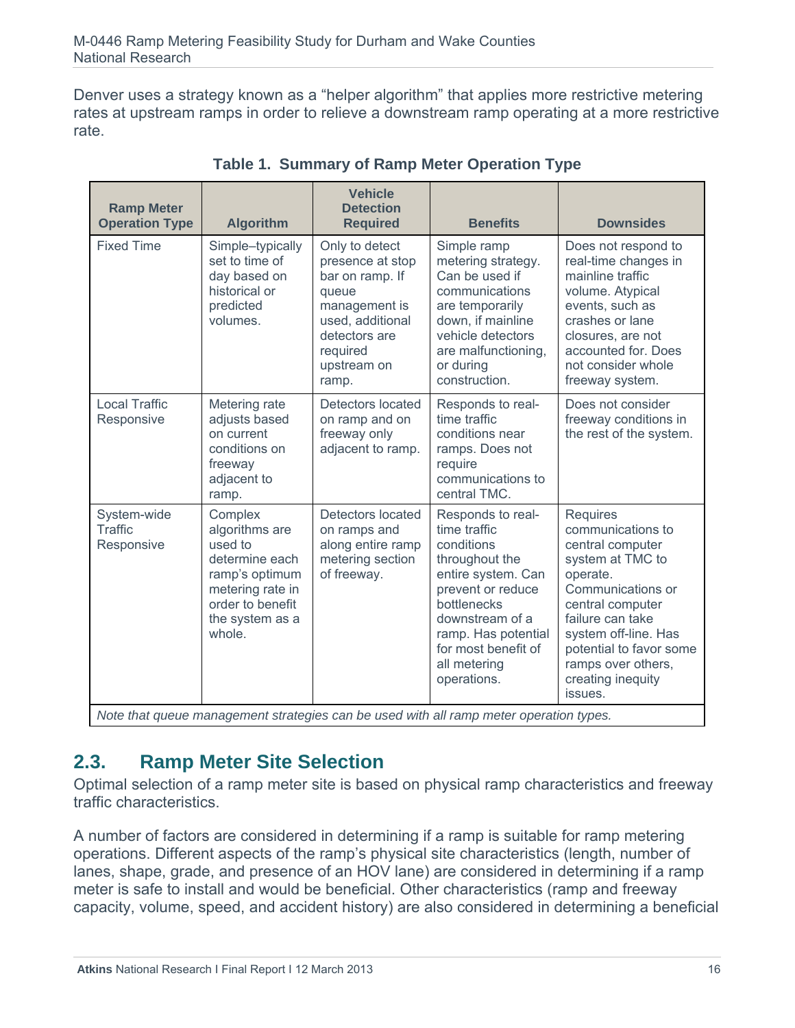Denver uses a strategy known as a "helper algorithm" that applies more restrictive metering rates at upstream ramps in order to relieve a downstream ramp operating at a more restrictive rate.

**Table 1. Summary of Ramp Meter Operation Type**

| Ramp Meter Operation Type | Algorithm | Vehicle Detection Required | Benefits | Downsides |
|---|---|---|---|---|
| Fixed Time | Simple–typically set to time of day based on historical or predicted volumes. | Only to detect presence at stop bar on ramp. If queue management is used, additional detectors are required upstream on ramp. | Simple ramp metering strategy. Can be used if communications are temporarily down, if mainline vehicle detectors are malfunctioning, or during construction. | Does not respond to real-time changes in mainline traffic volume. Atypical events, such as crashes or lane closures, are not accounted for. Does not consider whole freeway system. |
| Local Traffic Responsive | Metering rate adjusts based on current conditions on freeway adjacent to ramp. | Detectors located on ramp and on freeway only adjacent to ramp. | Responds to real-time traffic conditions near ramps. Does not require communications to central TMC. | Does not consider freeway conditions in the rest of the system. |
| System-wide Traffic Responsive | Complex algorithms are used to determine each ramp's optimum metering rate in order to benefit the system as a whole. | Detectors located on ramps and along entire ramp metering section of freeway. | Responds to real-time traffic conditions throughout the entire system. Can prevent or reduce bottlenecks downstream of a ramp. Has potential for most benefit of all metering operations. | Requires communications to central computer system at TMC to operate. Communications or central computer failure can take system off-line. Has potential to favor some ramps over others, creating inequity issues. |

*Note that queue management strategies can be used with all ramp meter operation types.*

## 2.3. Ramp Meter Site Selection

Optimal selection of a ramp meter site is based on physical ramp characteristics and freeway traffic characteristics.

A number of factors are considered in determining if a ramp is suitable for ramp metering operations. Different aspects of the ramp's physical site characteristics (length, number of lanes, shape, grade, and presence of an HOV lane) are considered in determining if a ramp meter is safe to install and would be beneficial. Other characteristics (ramp and freeway capacity, volume, speed, and accident history) are also considered in determining a beneficial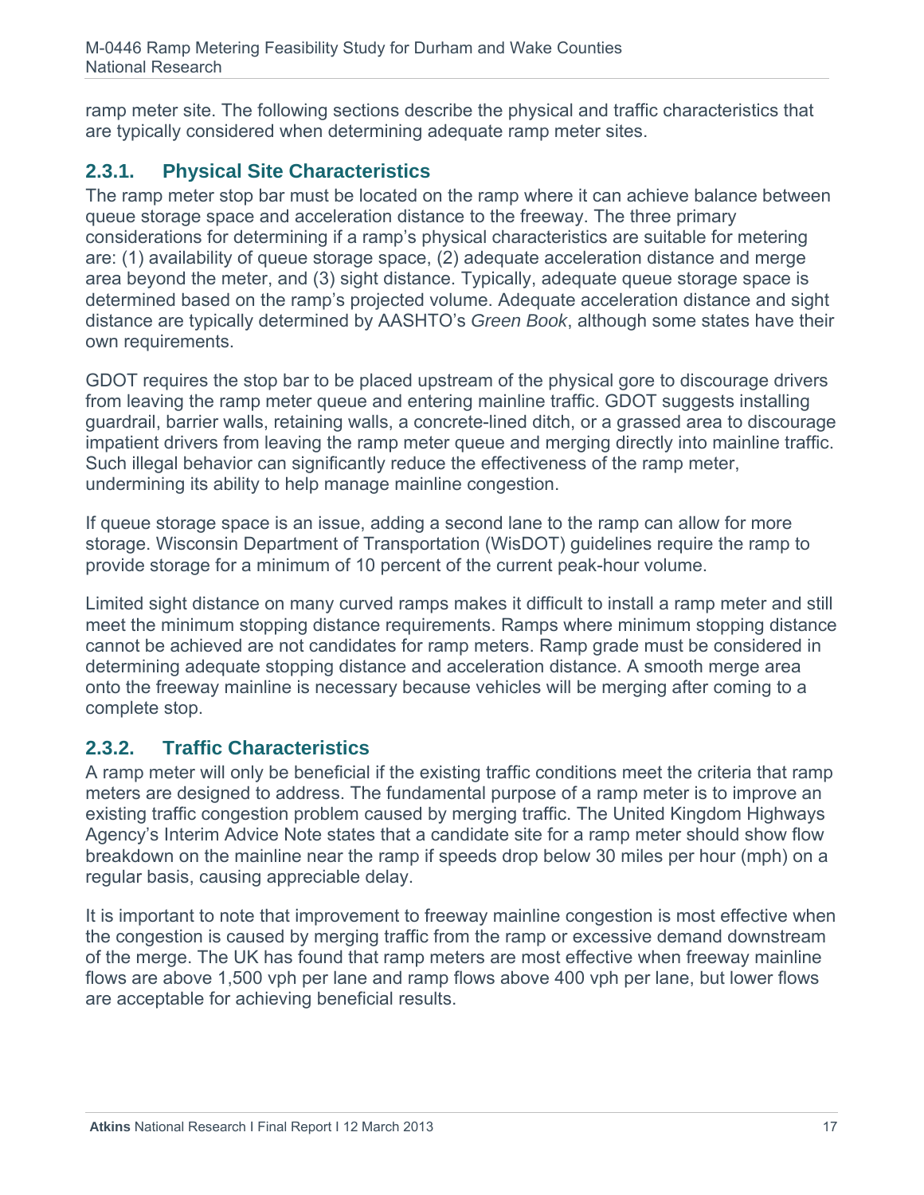ramp meter site. The following sections describe the physical and traffic characteristics that are typically considered when determining adequate ramp meter sites.

### 2.3.1. Physical Site Characteristics

The ramp meter stop bar must be located on the ramp where it can achieve balance between queue storage space and acceleration distance to the freeway. The three primary considerations for determining if a ramp's physical characteristics are suitable for metering are: (1) availability of queue storage space, (2) adequate acceleration distance and merge area beyond the meter, and (3) sight distance. Typically, adequate queue storage space is determined based on the ramp's projected volume. Adequate acceleration distance and sight distance are typically determined by AASHTO's *Green Book*, although some states have their own requirements.

GDOT requires the stop bar to be placed upstream of the physical gore to discourage drivers from leaving the ramp meter queue and entering mainline traffic. GDOT suggests installing guardrail, barrier walls, retaining walls, a concrete-lined ditch, or a grassed area to discourage impatient drivers from leaving the ramp meter queue and merging directly into mainline traffic. Such illegal behavior can significantly reduce the effectiveness of the ramp meter, undermining its ability to help manage mainline congestion.

If queue storage space is an issue, adding a second lane to the ramp can allow for more storage. Wisconsin Department of Transportation (WisDOT) guidelines require the ramp to provide storage for a minimum of 10 percent of the current peak-hour volume.

Limited sight distance on many curved ramps makes it difficult to install a ramp meter and still meet the minimum stopping distance requirements. Ramps where minimum stopping distance cannot be achieved are not candidates for ramp meters. Ramp grade must be considered in determining adequate stopping distance and acceleration distance. A smooth merge area onto the freeway mainline is necessary because vehicles will be merging after coming to a complete stop.

### 2.3.2. Traffic Characteristics

A ramp meter will only be beneficial if the existing traffic conditions meet the criteria that ramp meters are designed to address. The fundamental purpose of a ramp meter is to improve an existing traffic congestion problem caused by merging traffic. The United Kingdom Highways Agency's Interim Advice Note states that a candidate site for a ramp meter should show flow breakdown on the mainline near the ramp if speeds drop below 30 miles per hour (mph) on a regular basis, causing appreciable delay.

It is important to note that improvement to freeway mainline congestion is most effective when the congestion is caused by merging traffic from the ramp or excessive demand downstream of the merge. The UK has found that ramp meters are most effective when freeway mainline flows are above 1,500 vph per lane and ramp flows above 400 vph per lane, but lower flows are acceptable for achieving beneficial results.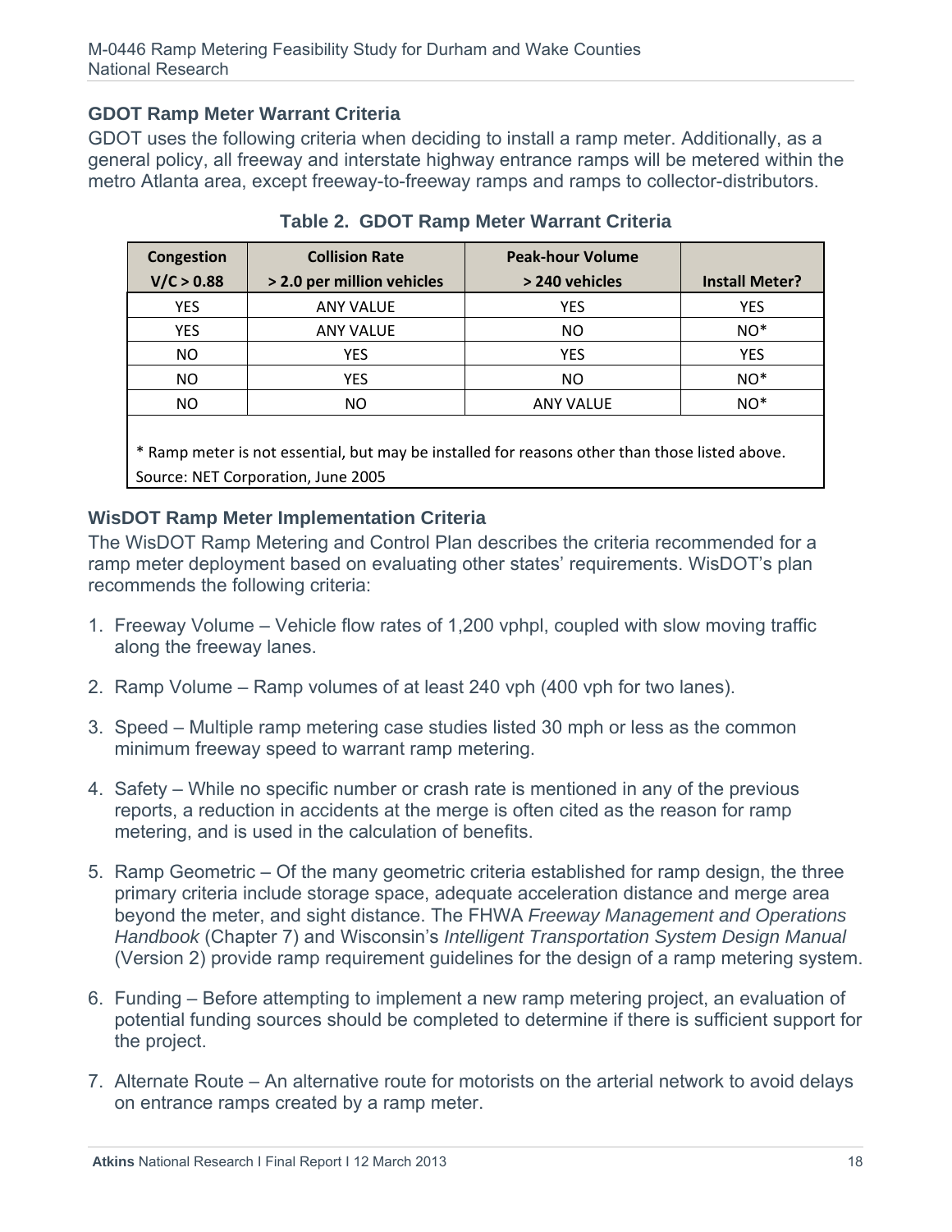### GDOT Ramp Meter Warrant Criteria

GDOT uses the following criteria when deciding to install a ramp meter. Additionally, as a general policy, all freeway and interstate highway entrance ramps will be metered within the metro Atlanta area, except freeway-to-freeway ramps and ramps to collector-distributors.

**Table 2. GDOT Ramp Meter Warrant Criteria**

| Congestion V/C > 0.88 | Collision Rate > 2.0 per million vehicles | Peak-hour Volume > 240 vehicles | Install Meter? |
|---|---|---|---|
| YES | ANY VALUE | YES | YES |
| YES | ANY VALUE | NO | NO* |
| NO | YES | YES | YES |
| NO | YES | NO | NO* |
| NO | NO | ANY VALUE | NO* |

* Ramp meter is not essential, but may be installed for reasons other than those listed above.

Source: NET Corporation, June 2005

### WisDOT Ramp Meter Implementation Criteria

The WisDOT Ramp Metering and Control Plan describes the criteria recommended for a ramp meter deployment based on evaluating other states' requirements. WisDOT's plan recommends the following criteria:

1. Freeway Volume – Vehicle flow rates of 1,200 vphpl, coupled with slow moving traffic along the freeway lanes.
2. Ramp Volume – Ramp volumes of at least 240 vph (400 vph for two lanes).
3. Speed – Multiple ramp metering case studies listed 30 mph or less as the common minimum freeway speed to warrant ramp metering.
4. Safety – While no specific number or crash rate is mentioned in any of the previous reports, a reduction in accidents at the merge is often cited as the reason for ramp metering, and is used in the calculation of benefits.
5. Ramp Geometric – Of the many geometric criteria established for ramp design, the three primary criteria include storage space, adequate acceleration distance and merge area beyond the meter, and sight distance. The FHWA *Freeway Management and Operations Handbook* (Chapter 7) and Wisconsin's *Intelligent Transportation System Design Manual* (Version 2) provide ramp requirement guidelines for the design of a ramp metering system.
6. Funding – Before attempting to implement a new ramp metering project, an evaluation of potential funding sources should be completed to determine if there is sufficient support for the project.
7. Alternate Route – An alternative route for motorists on the arterial network to avoid delays on entrance ramps created by a ramp meter.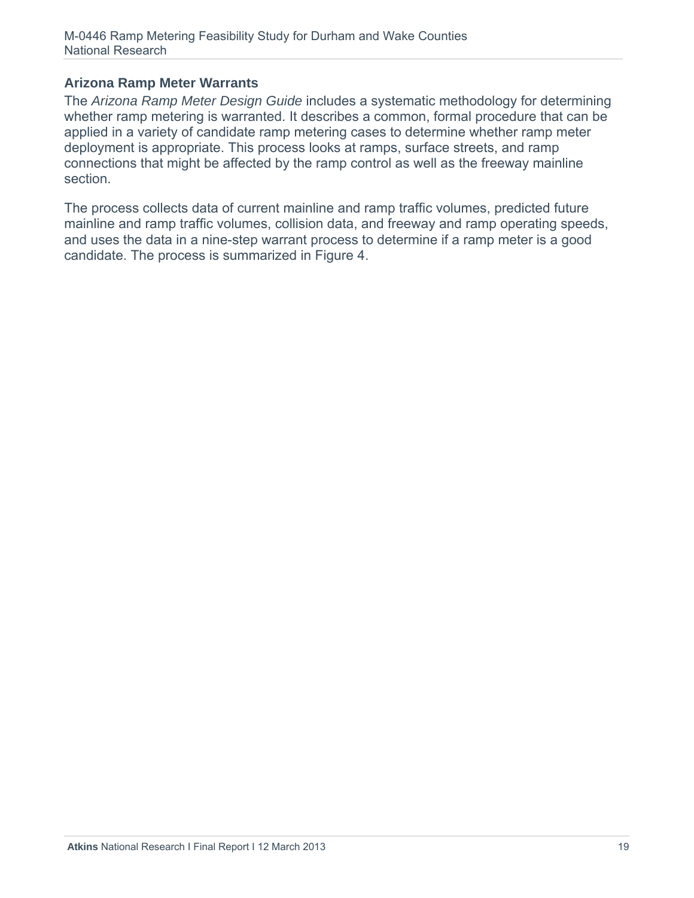### Arizona Ramp Meter Warrants

The *Arizona Ramp Meter Design Guide* includes a systematic methodology for determining whether ramp metering is warranted. It describes a common, formal procedure that can be applied in a variety of candidate ramp metering cases to determine whether ramp meter deployment is appropriate. This process looks at ramps, surface streets, and ramp connections that might be affected by the ramp control as well as the freeway mainline section.

The process collects data of current mainline and ramp traffic volumes, predicted future mainline and ramp traffic volumes, collision data, and freeway and ramp operating speeds, and uses the data in a nine-step warrant process to determine if a ramp meter is a good candidate. The process is summarized in Figure 4.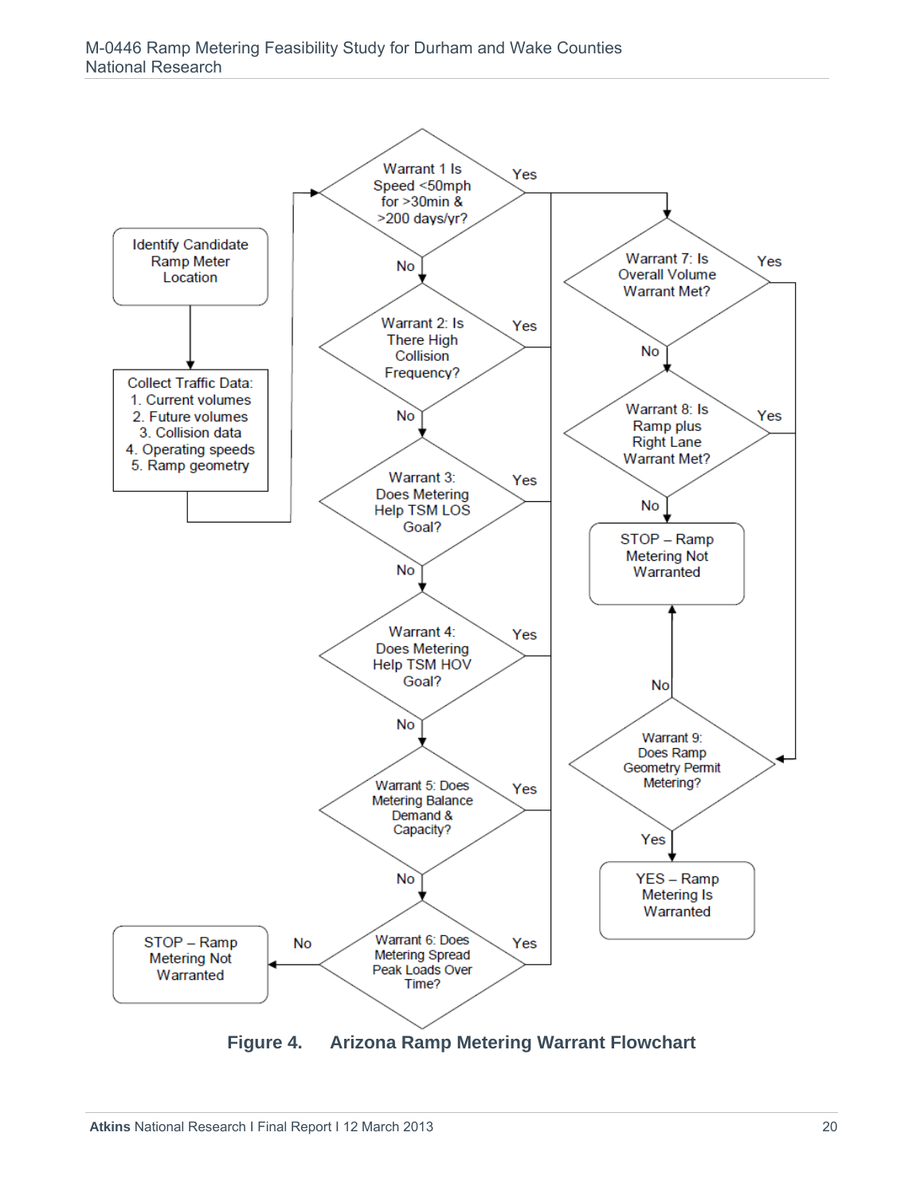Identify Candidate Ramp Meter Location

Collect Traffic Data:
1. Current volumes
2. Future volumes
3. Collision data
4. Operating speeds
5. Ramp geometry

Warrant 1 Is Speed <50mph for >30min & >200 days/yr?

Yes / No

Warrant 2: Is There High Collision Frequency?

Yes / No

Warrant 3: Does Metering Help TSM LOS Goal?

Yes / No

Warrant 4: Does Metering Help TSM HOV Goal?

Yes / No

Warrant 5: Does Metering Balance Demand & Capacity?

Yes / No

Warrant 6: Does Metering Spread Peak Loads Over Time?

Yes / No

STOP – Ramp Metering Not Warranted

Warrant 7: Is Overall Volume Warrant Met?

Yes / No

Warrant 8: Is Ramp plus Right Lane Warrant Met?

Yes / No

STOP – Ramp Metering Not Warranted

Warrant 9: Does Ramp Geometry Permit Metering?

No / Yes

YES – Ramp Metering Is Warranted

**Figure 4. Arizona Ramp Metering Warrant Flowchart**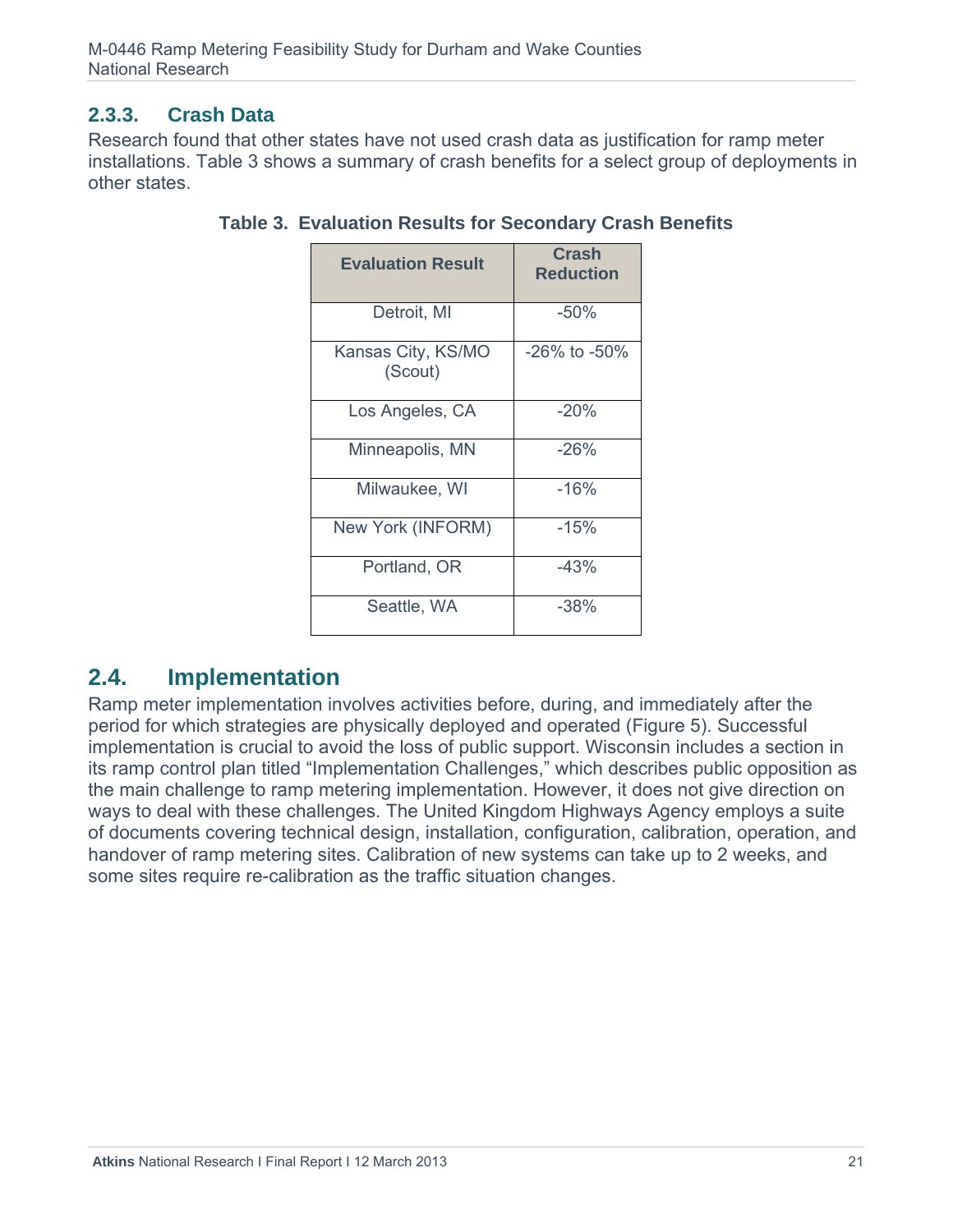### 2.3.3. Crash Data

Research found that other states have not used crash data as justification for ramp meter installations. Table 3 shows a summary of crash benefits for a select group of deployments in other states.

**Table 3. Evaluation Results for Secondary Crash Benefits**

| Evaluation Result | Crash Reduction |
|---|---|
| Detroit, MI | -50% |
| Kansas City, KS/MO (Scout) | -26% to -50% |
| Los Angeles, CA | -20% |
| Minneapolis, MN | -26% |
| Milwaukee, WI | -16% |
| New York (INFORM) | -15% |
| Portland, OR | -43% |
| Seattle, WA | -38% |

## 2.4. Implementation

Ramp meter implementation involves activities before, during, and immediately after the period for which strategies are physically deployed and operated (Figure 5). Successful implementation is crucial to avoid the loss of public support. Wisconsin includes a section in its ramp control plan titled "Implementation Challenges," which describes public opposition as the main challenge to ramp metering implementation. However, it does not give direction on ways to deal with these challenges. The United Kingdom Highways Agency employs a suite of documents covering technical design, installation, configuration, calibration, operation, and handover of ramp metering sites. Calibration of new systems can take up to 2 weeks, and some sites require re-calibration as the traffic situation changes.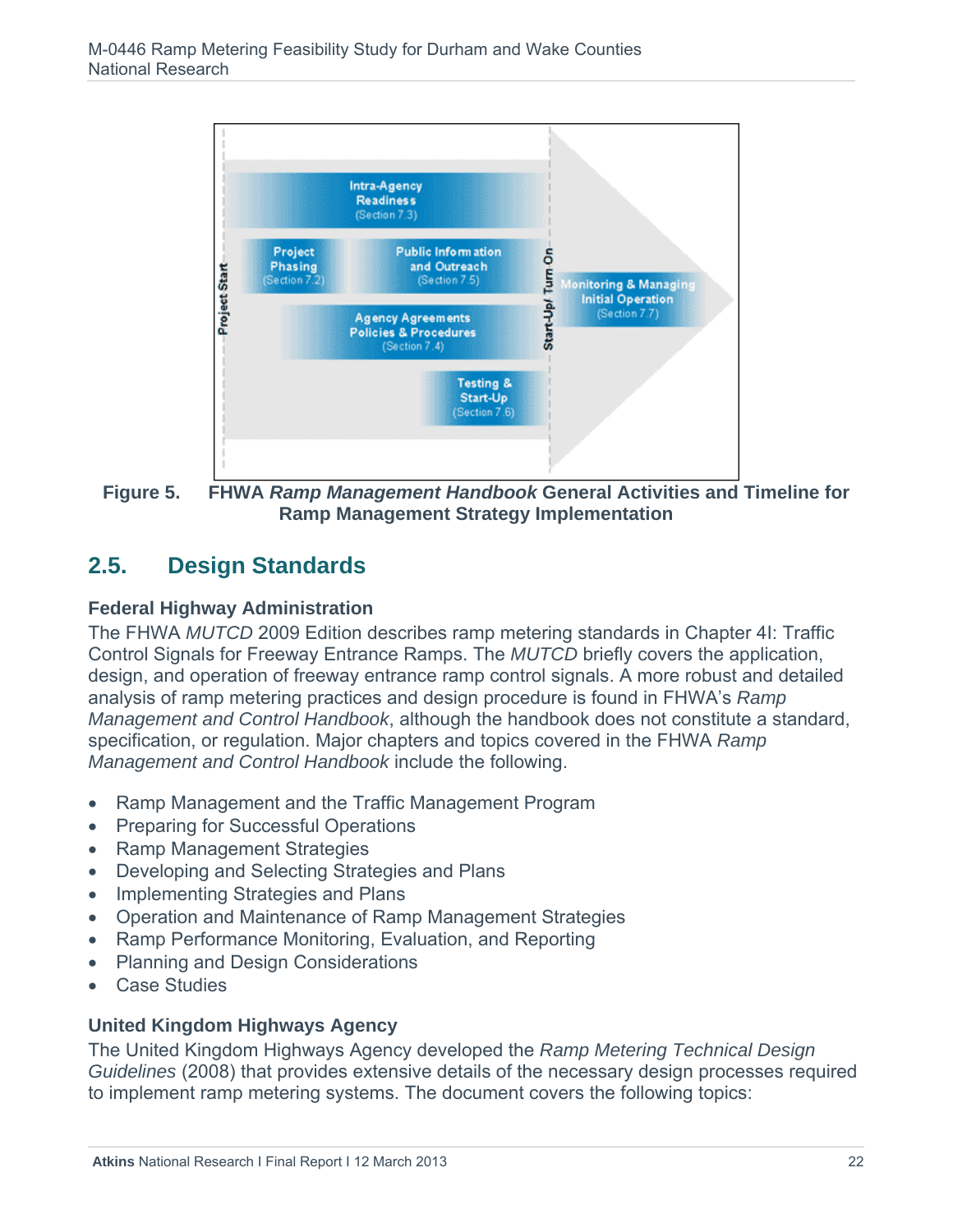Figure 5. FHWA *Ramp Management Handbook* General Activities and Timeline for Ramp Management Strategy Implementation

## 2.5. Design Standards

### Federal Highway Administration

The FHWA *MUTCD* 2009 Edition describes ramp metering standards in Chapter 4I: Traffic Control Signals for Freeway Entrance Ramps. The *MUTCD* briefly covers the application, design, and operation of freeway entrance ramp control signals. A more robust and detailed analysis of ramp metering practices and design procedure is found in FHWA's *Ramp Management and Control Handbook*, although the handbook does not constitute a standard, specification, or regulation. Major chapters and topics covered in the FHWA *Ramp Management and Control Handbook* include the following.

- Ramp Management and the Traffic Management Program
- Preparing for Successful Operations
- Ramp Management Strategies
- Developing and Selecting Strategies and Plans
- Implementing Strategies and Plans
- Operation and Maintenance of Ramp Management Strategies
- Ramp Performance Monitoring, Evaluation, and Reporting
- Planning and Design Considerations
- Case Studies

### United Kingdom Highways Agency

The United Kingdom Highways Agency developed the *Ramp Metering Technical Design Guidelines* (2008) that provides extensive details of the necessary design processes required to implement ramp metering systems. The document covers the following topics: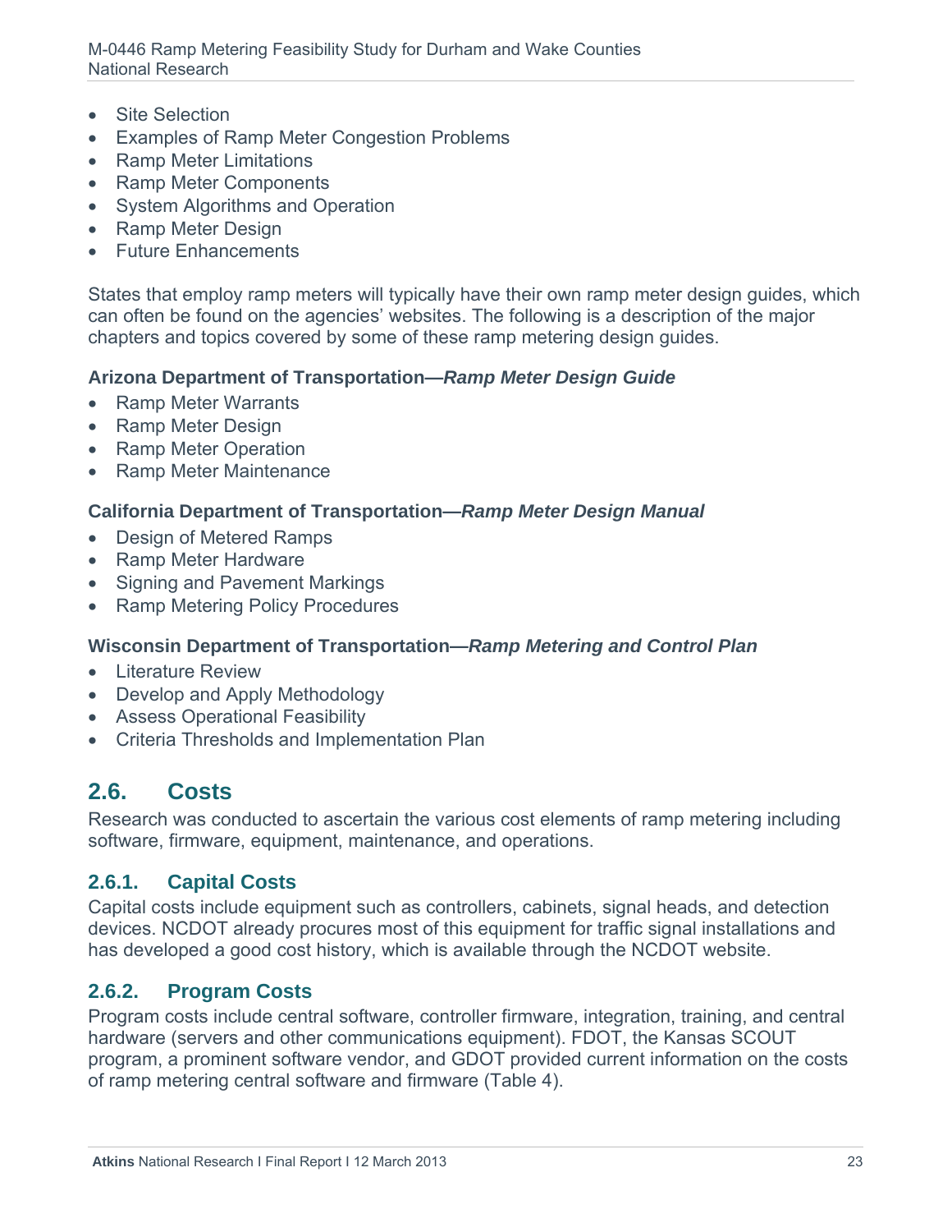- Site Selection
- Examples of Ramp Meter Congestion Problems
- Ramp Meter Limitations
- Ramp Meter Components
- System Algorithms and Operation
- Ramp Meter Design
- Future Enhancements

States that employ ramp meters will typically have their own ramp meter design guides, which can often be found on the agencies' websites. The following is a description of the major chapters and topics covered by some of these ramp metering design guides.

**Arizona Department of Transportation—*Ramp Meter Design Guide***

- Ramp Meter Warrants
- Ramp Meter Design
- Ramp Meter Operation
- Ramp Meter Maintenance

**California Department of Transportation—*Ramp Meter Design Manual***

- Design of Metered Ramps
- Ramp Meter Hardware
- Signing and Pavement Markings
- Ramp Metering Policy Procedures

**Wisconsin Department of Transportation—*Ramp Metering and Control Plan***

- Literature Review
- Develop and Apply Methodology
- Assess Operational Feasibility
- Criteria Thresholds and Implementation Plan

## 2.6. Costs

Research was conducted to ascertain the various cost elements of ramp metering including software, firmware, equipment, maintenance, and operations.

### 2.6.1. Capital Costs

Capital costs include equipment such as controllers, cabinets, signal heads, and detection devices. NCDOT already procures most of this equipment for traffic signal installations and has developed a good cost history, which is available through the NCDOT website.

### 2.6.2. Program Costs

Program costs include central software, controller firmware, integration, training, and central hardware (servers and other communications equipment). FDOT, the Kansas SCOUT program, a prominent software vendor, and GDOT provided current information on the costs of ramp metering central software and firmware (Table 4).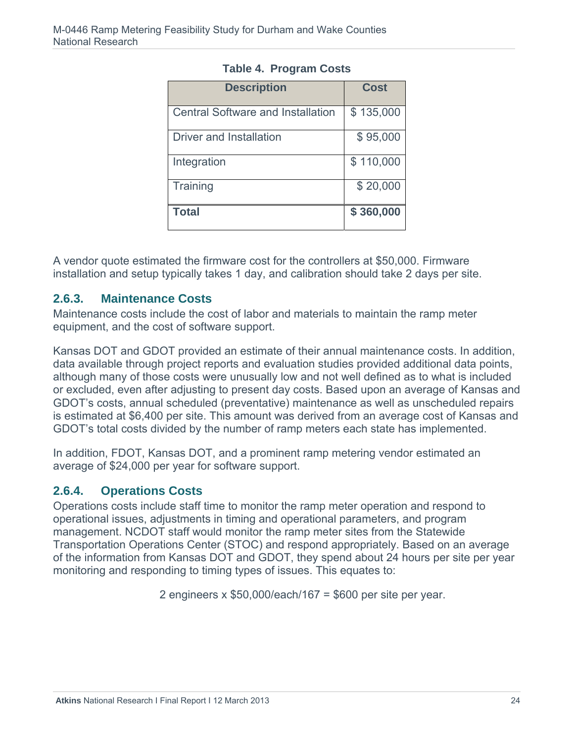**Table 4. Program Costs**

| Description | Cost |
|---|---|
| Central Software and Installation | $ 135,000 |
| Driver and Installation | $ 95,000 |
| Integration | $ 110,000 |
| Training | $ 20,000 |
| **Total** | **$ 360,000** |

A vendor quote estimated the firmware cost for the controllers at $50,000. Firmware installation and setup typically takes 1 day, and calibration should take 2 days per site.

### 2.6.3. Maintenance Costs

Maintenance costs include the cost of labor and materials to maintain the ramp meter equipment, and the cost of software support.

Kansas DOT and GDOT provided an estimate of their annual maintenance costs. In addition, data available through project reports and evaluation studies provided additional data points, although many of those costs were unusually low and not well defined as to what is included or excluded, even after adjusting to present day costs. Based upon an average of Kansas and GDOT's costs, annual scheduled (preventative) maintenance as well as unscheduled repairs is estimated at $6,400 per site. This amount was derived from an average cost of Kansas and GDOT's total costs divided by the number of ramp meters each state has implemented.

In addition, FDOT, Kansas DOT, and a prominent ramp metering vendor estimated an average of $24,000 per year for software support.

### 2.6.4. Operations Costs

Operations costs include staff time to monitor the ramp meter operation and respond to operational issues, adjustments in timing and operational parameters, and program management. NCDOT staff would monitor the ramp meter sites from the Statewide Transportation Operations Center (STOC) and respond appropriately. Based on an average of the information from Kansas DOT and GDOT, they spend about 24 hours per site per year monitoring and responding to timing types of issues. This equates to:

2 engineers x $50,000/each/167 = $600 per site per year.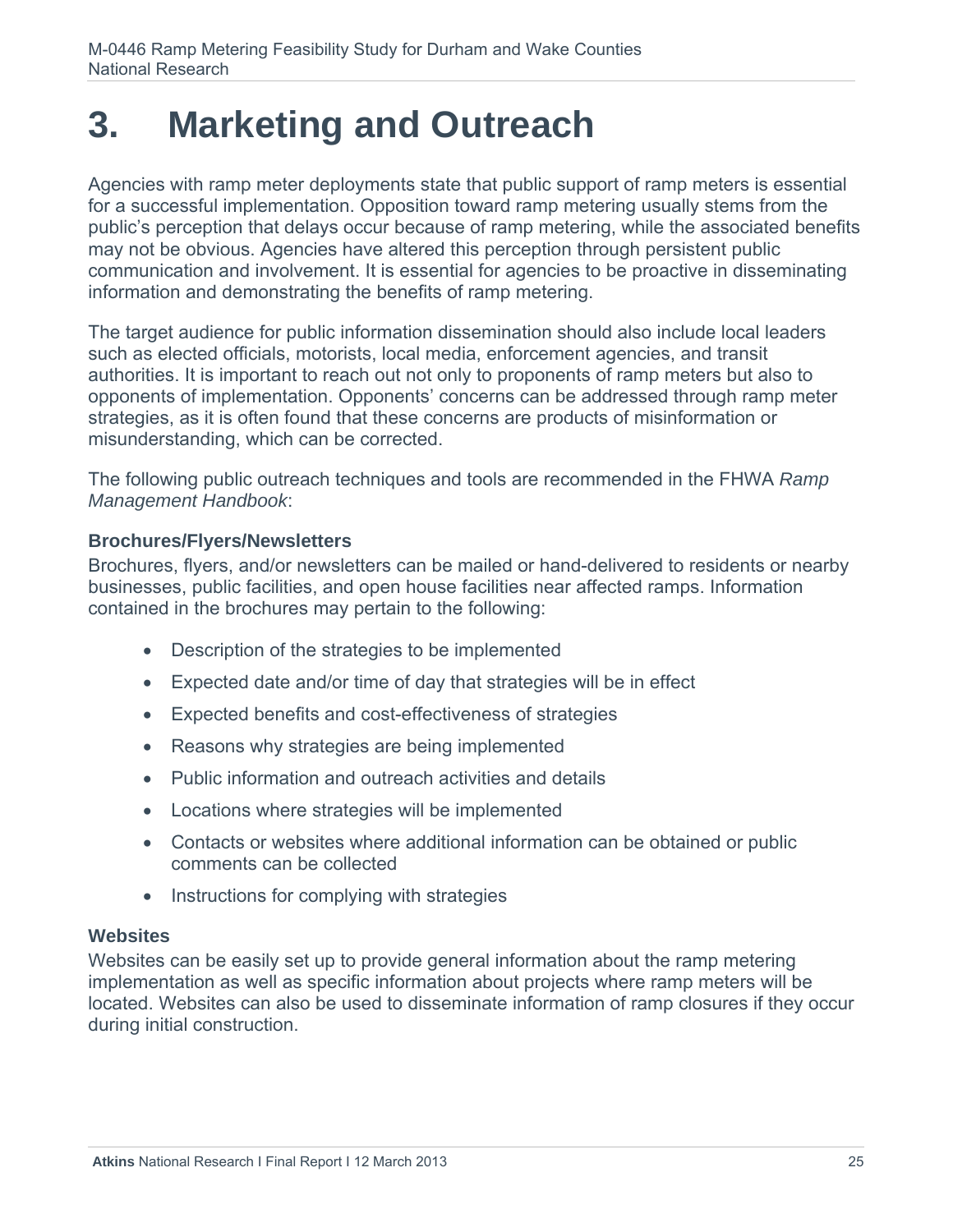# 3. Marketing and Outreach

Agencies with ramp meter deployments state that public support of ramp meters is essential for a successful implementation. Opposition toward ramp metering usually stems from the public's perception that delays occur because of ramp metering, while the associated benefits may not be obvious. Agencies have altered this perception through persistent public communication and involvement. It is essential for agencies to be proactive in disseminating information and demonstrating the benefits of ramp metering.

The target audience for public information dissemination should also include local leaders such as elected officials, motorists, local media, enforcement agencies, and transit authorities. It is important to reach out not only to proponents of ramp meters but also to opponents of implementation. Opponents' concerns can be addressed through ramp meter strategies, as it is often found that these concerns are products of misinformation or misunderstanding, which can be corrected.

The following public outreach techniques and tools are recommended in the FHWA *Ramp Management Handbook*:

### Brochures/Flyers/Newsletters

Brochures, flyers, and/or newsletters can be mailed or hand-delivered to residents or nearby businesses, public facilities, and open house facilities near affected ramps. Information contained in the brochures may pertain to the following:

- Description of the strategies to be implemented
- Expected date and/or time of day that strategies will be in effect
- Expected benefits and cost-effectiveness of strategies
- Reasons why strategies are being implemented
- Public information and outreach activities and details
- Locations where strategies will be implemented
- Contacts or websites where additional information can be obtained or public comments can be collected
- Instructions for complying with strategies

### Websites

Websites can be easily set up to provide general information about the ramp metering implementation as well as specific information about projects where ramp meters will be located. Websites can also be used to disseminate information of ramp closures if they occur during initial construction.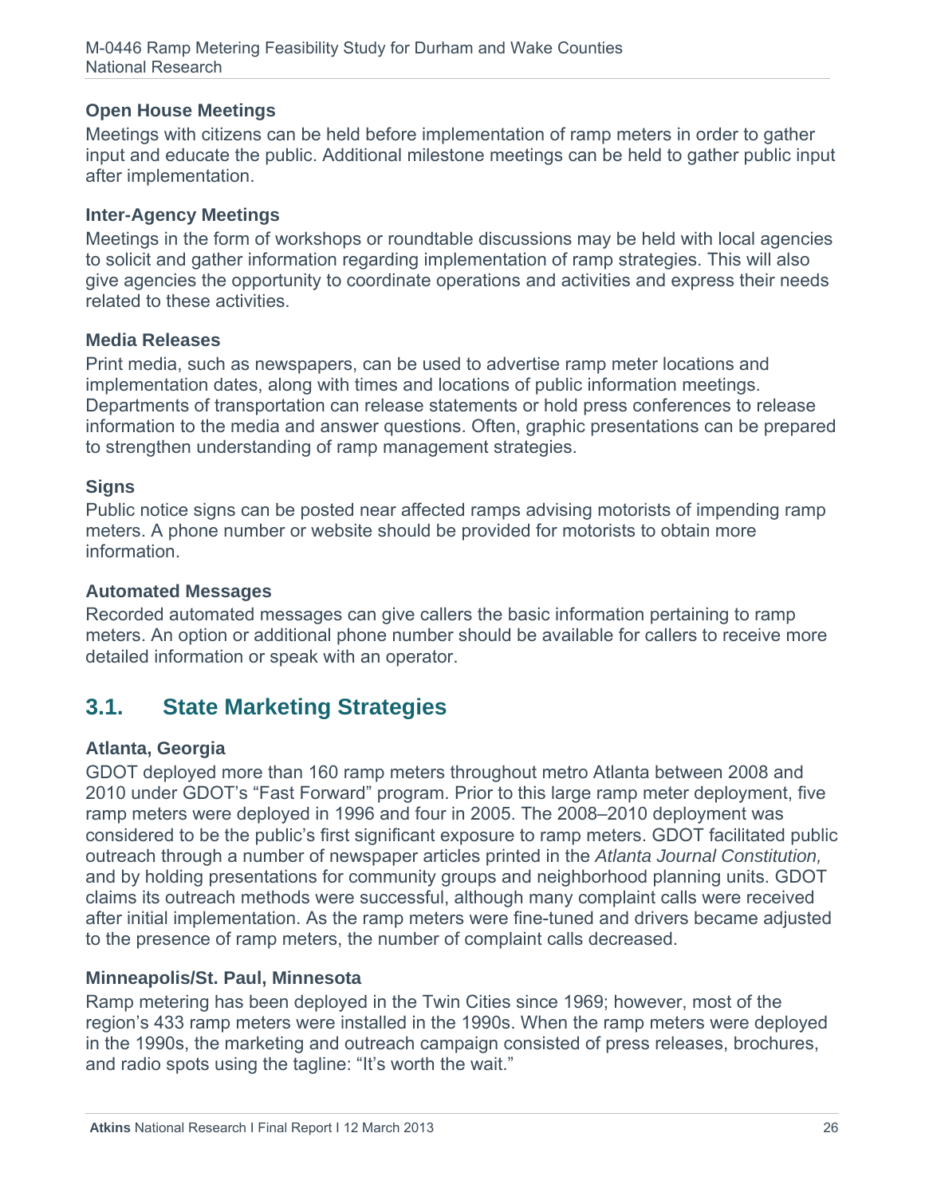### Open House Meetings

Meetings with citizens can be held before implementation of ramp meters in order to gather input and educate the public. Additional milestone meetings can be held to gather public input after implementation.

### Inter-Agency Meetings

Meetings in the form of workshops or roundtable discussions may be held with local agencies to solicit and gather information regarding implementation of ramp strategies. This will also give agencies the opportunity to coordinate operations and activities and express their needs related to these activities.

### Media Releases

Print media, such as newspapers, can be used to advertise ramp meter locations and implementation dates, along with times and locations of public information meetings. Departments of transportation can release statements or hold press conferences to release information to the media and answer questions. Often, graphic presentations can be prepared to strengthen understanding of ramp management strategies.

### Signs

Public notice signs can be posted near affected ramps advising motorists of impending ramp meters. A phone number or website should be provided for motorists to obtain more information.

### Automated Messages

Recorded automated messages can give callers the basic information pertaining to ramp meters. An option or additional phone number should be available for callers to receive more detailed information or speak with an operator.

## 3.1. State Marketing Strategies

### Atlanta, Georgia

GDOT deployed more than 160 ramp meters throughout metro Atlanta between 2008 and 2010 under GDOT's "Fast Forward" program. Prior to this large ramp meter deployment, five ramp meters were deployed in 1996 and four in 2005. The 2008–2010 deployment was considered to be the public's first significant exposure to ramp meters. GDOT facilitated public outreach through a number of newspaper articles printed in the *Atlanta Journal Constitution,* and by holding presentations for community groups and neighborhood planning units. GDOT claims its outreach methods were successful, although many complaint calls were received after initial implementation. As the ramp meters were fine-tuned and drivers became adjusted to the presence of ramp meters, the number of complaint calls decreased.

### Minneapolis/St. Paul, Minnesota

Ramp metering has been deployed in the Twin Cities since 1969; however, most of the region's 433 ramp meters were installed in the 1990s. When the ramp meters were deployed in the 1990s, the marketing and outreach campaign consisted of press releases, brochures, and radio spots using the tagline: "It's worth the wait."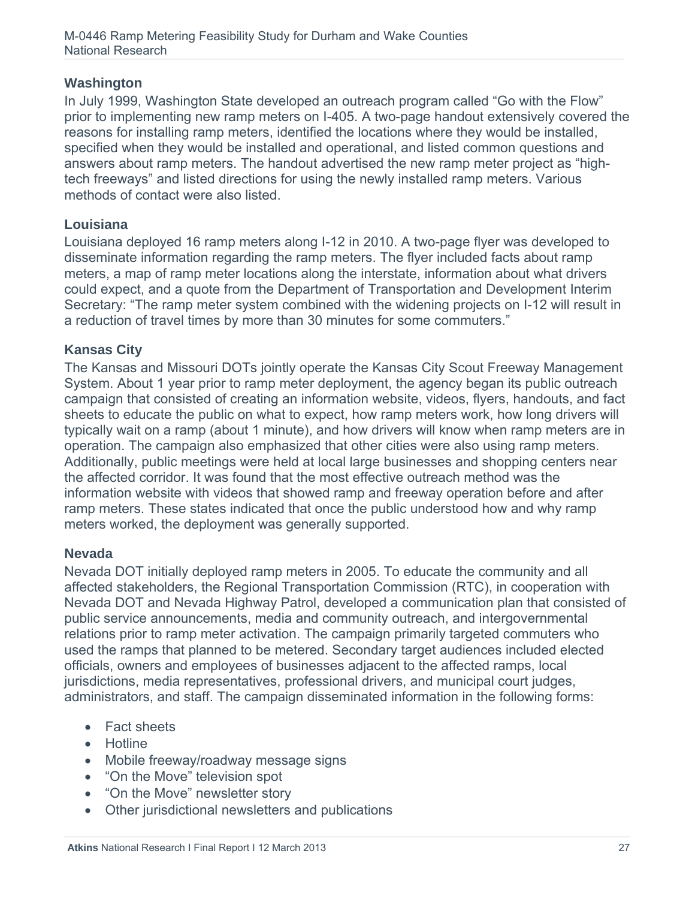### Washington

In July 1999, Washington State developed an outreach program called "Go with the Flow" prior to implementing new ramp meters on I-405. A two-page handout extensively covered the reasons for installing ramp meters, identified the locations where they would be installed, specified when they would be installed and operational, and listed common questions and answers about ramp meters. The handout advertised the new ramp meter project as "high-tech freeways" and listed directions for using the newly installed ramp meters. Various methods of contact were also listed.

### Louisiana

Louisiana deployed 16 ramp meters along I-12 in 2010. A two-page flyer was developed to disseminate information regarding the ramp meters. The flyer included facts about ramp meters, a map of ramp meter locations along the interstate, information about what drivers could expect, and a quote from the Department of Transportation and Development Interim Secretary: "The ramp meter system combined with the widening projects on I-12 will result in a reduction of travel times by more than 30 minutes for some commuters."

### Kansas City

The Kansas and Missouri DOTs jointly operate the Kansas City Scout Freeway Management System. About 1 year prior to ramp meter deployment, the agency began its public outreach campaign that consisted of creating an information website, videos, flyers, handouts, and fact sheets to educate the public on what to expect, how ramp meters work, how long drivers will typically wait on a ramp (about 1 minute), and how drivers will know when ramp meters are in operation. The campaign also emphasized that other cities were also using ramp meters. Additionally, public meetings were held at local large businesses and shopping centers near the affected corridor. It was found that the most effective outreach method was the information website with videos that showed ramp and freeway operation before and after ramp meters. These states indicated that once the public understood how and why ramp meters worked, the deployment was generally supported.

### Nevada

Nevada DOT initially deployed ramp meters in 2005. To educate the community and all affected stakeholders, the Regional Transportation Commission (RTC), in cooperation with Nevada DOT and Nevada Highway Patrol, developed a communication plan that consisted of public service announcements, media and community outreach, and intergovernmental relations prior to ramp meter activation. The campaign primarily targeted commuters who used the ramps that planned to be metered. Secondary target audiences included elected officials, owners and employees of businesses adjacent to the affected ramps, local jurisdictions, media representatives, professional drivers, and municipal court judges, administrators, and staff. The campaign disseminated information in the following forms:

- Fact sheets
- Hotline
- Mobile freeway/roadway message signs
- "On the Move" television spot
- "On the Move" newsletter story
- Other jurisdictional newsletters and publications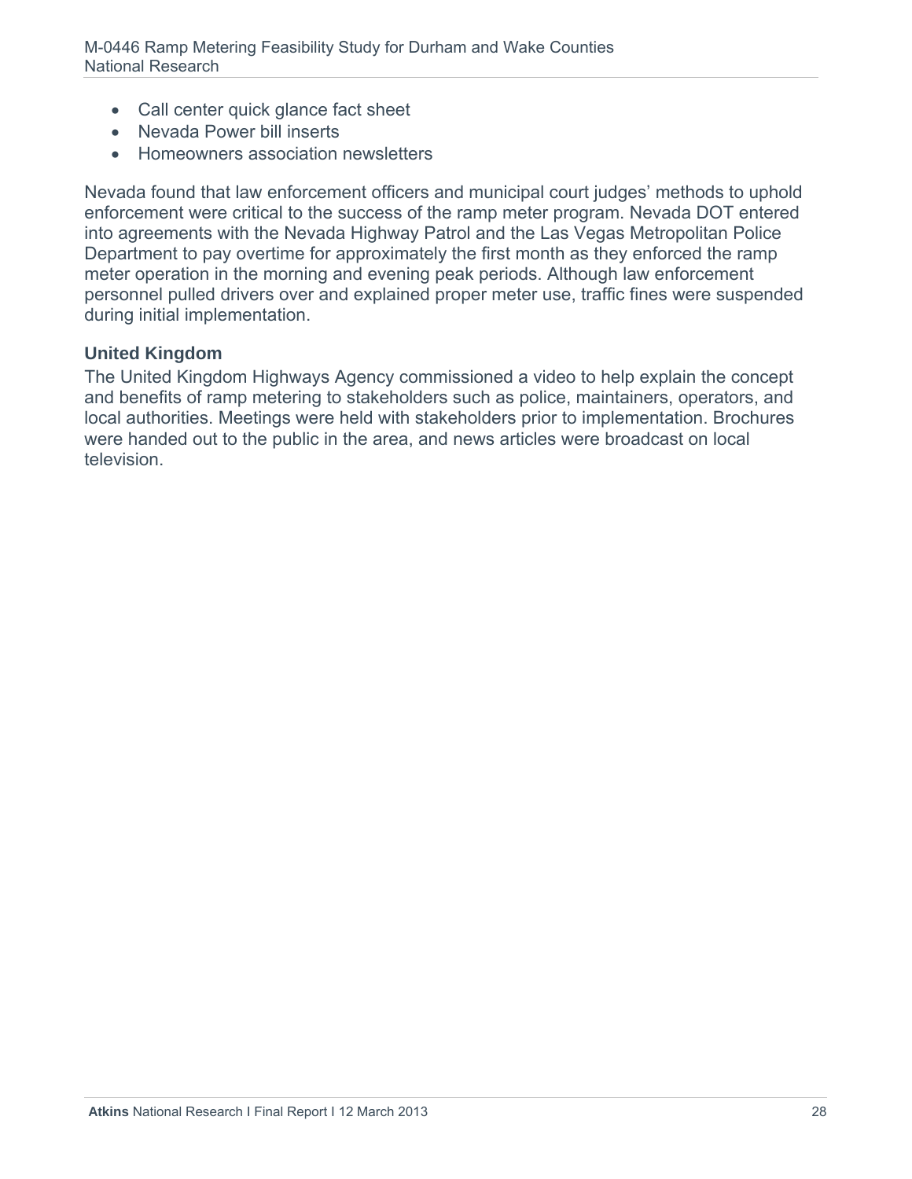- Call center quick glance fact sheet
- Nevada Power bill inserts
- Homeowners association newsletters

Nevada found that law enforcement officers and municipal court judges' methods to uphold enforcement were critical to the success of the ramp meter program. Nevada DOT entered into agreements with the Nevada Highway Patrol and the Las Vegas Metropolitan Police Department to pay overtime for approximately the first month as they enforced the ramp meter operation in the morning and evening peak periods. Although law enforcement personnel pulled drivers over and explained proper meter use, traffic fines were suspended during initial implementation.

### United Kingdom

The United Kingdom Highways Agency commissioned a video to help explain the concept and benefits of ramp metering to stakeholders such as police, maintainers, operators, and local authorities. Meetings were held with stakeholders prior to implementation. Brochures were handed out to the public in the area, and news articles were broadcast on local television.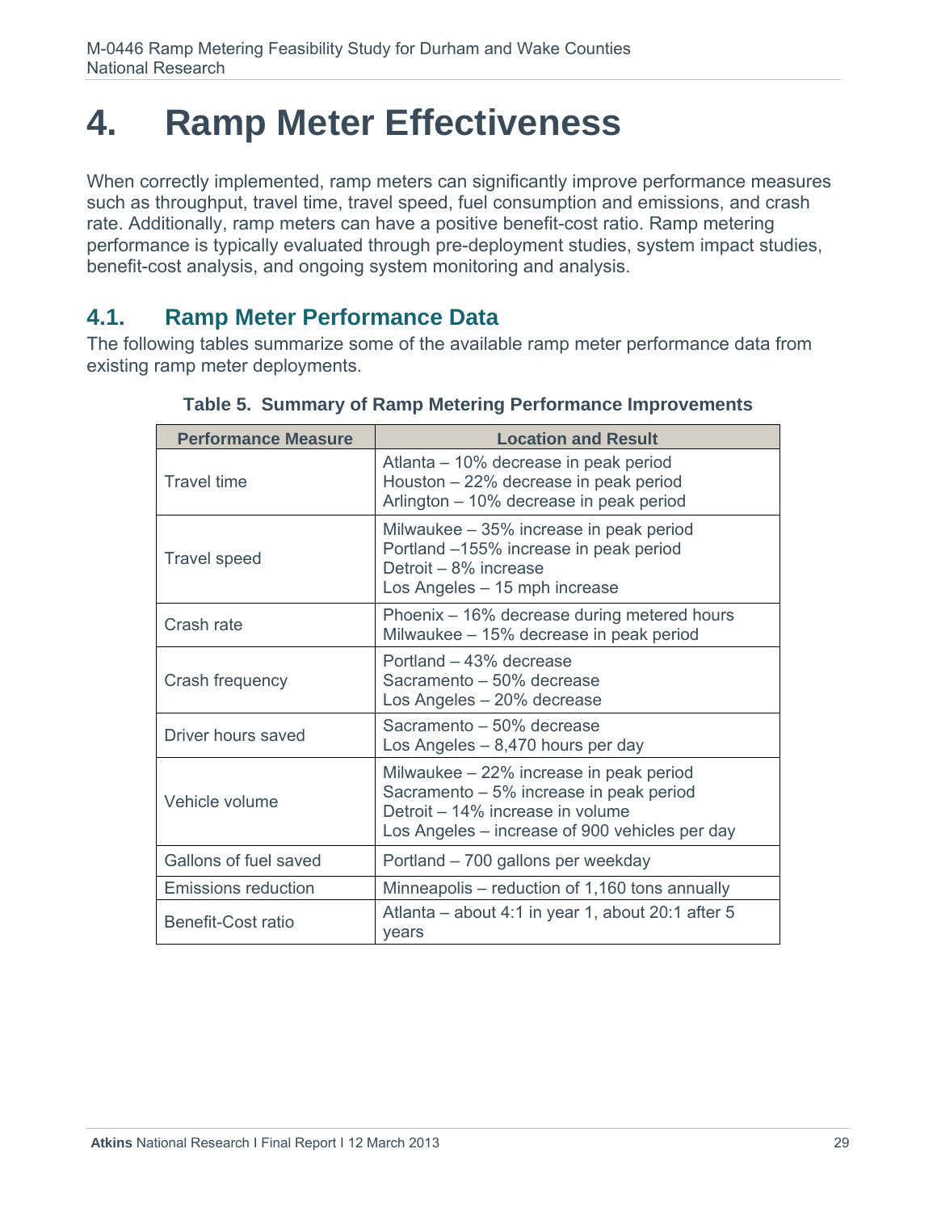# 4. Ramp Meter Effectiveness

When correctly implemented, ramp meters can significantly improve performance measures such as throughput, travel time, travel speed, fuel consumption and emissions, and crash rate. Additionally, ramp meters can have a positive benefit-cost ratio. Ramp metering performance is typically evaluated through pre-deployment studies, system impact studies, benefit-cost analysis, and ongoing system monitoring and analysis.

## 4.1. Ramp Meter Performance Data

The following tables summarize some of the available ramp meter performance data from existing ramp meter deployments.

**Table 5. Summary of Ramp Metering Performance Improvements**

| Performance Measure | Location and Result |
| --- | --- |
| Travel time | Atlanta – 10% decrease in peak period<br>Houston – 22% decrease in peak period<br>Arlington – 10% decrease in peak period |
| Travel speed | Milwaukee – 35% increase in peak period<br>Portland –155% increase in peak period<br>Detroit – 8% increase<br>Los Angeles – 15 mph increase |
| Crash rate | Phoenix – 16% decrease during metered hours<br>Milwaukee – 15% decrease in peak period |
| Crash frequency | Portland – 43% decrease<br>Sacramento – 50% decrease<br>Los Angeles – 20% decrease |
| Driver hours saved | Sacramento – 50% decrease<br>Los Angeles – 8,470 hours per day |
| Vehicle volume | Milwaukee – 22% increase in peak period<br>Sacramento – 5% increase in peak period<br>Detroit – 14% increase in volume<br>Los Angeles – increase of 900 vehicles per day |
| Gallons of fuel saved | Portland – 700 gallons per weekday |
| Emissions reduction | Minneapolis – reduction of 1,160 tons annually |
| Benefit-Cost ratio | Atlanta – about 4:1 in year 1, about 20:1 after 5 years |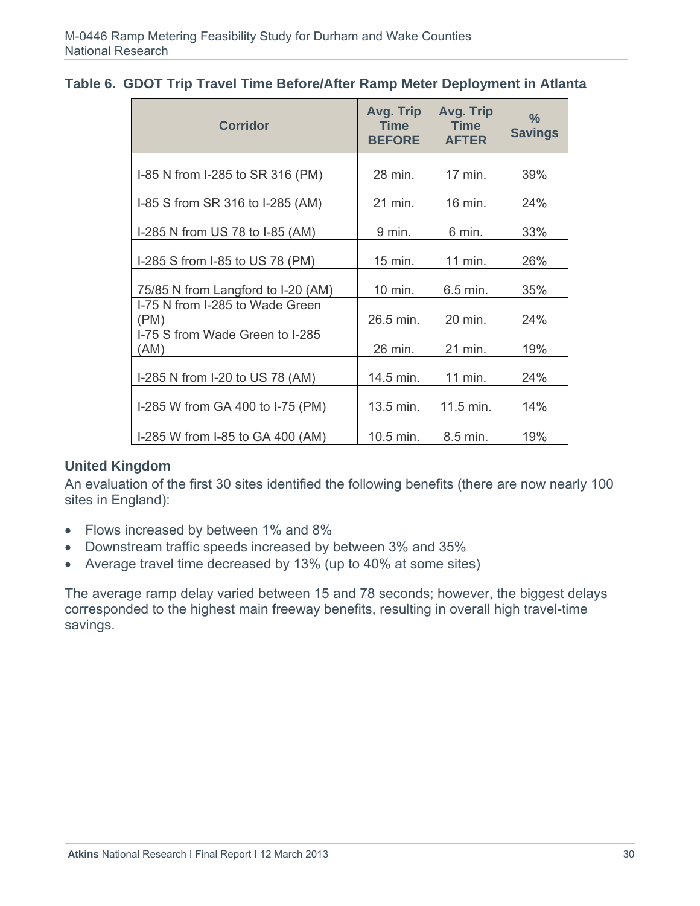**Table 6. GDOT Trip Travel Time Before/After Ramp Meter Deployment in Atlanta**

| Corridor | Avg. Trip Time BEFORE | Avg. Trip Time AFTER | % Savings |
|---|---|---|---|
| I-85 N from I-285 to SR 316 (PM) | 28 min. | 17 min. | 39% |
| I-85 S from SR 316 to I-285 (AM) | 21 min. | 16 min. | 24% |
| I-285 N from US 78 to I-85 (AM) | 9 min. | 6 min. | 33% |
| I-285 S from I-85 to US 78 (PM) | 15 min. | 11 min. | 26% |
| 75/85 N from Langford to I-20 (AM) | 10 min. | 6.5 min. | 35% |
| I-75 N from I-285 to Wade Green (PM) | 26.5 min. | 20 min. | 24% |
| I-75 S from Wade Green to I-285 (AM) | 26 min. | 21 min. | 19% |
| I-285 N from I-20 to US 78 (AM) | 14.5 min. | 11 min. | 24% |
| I-285 W from GA 400 to I-75 (PM) | 13.5 min. | 11.5 min. | 14% |
| I-285 W from I-85 to GA 400 (AM) | 10.5 min. | 8.5 min. | 19% |

### United Kingdom

An evaluation of the first 30 sites identified the following benefits (there are now nearly 100 sites in England):

- Flows increased by between 1% and 8%
- Downstream traffic speeds increased by between 3% and 35%
- Average travel time decreased by 13% (up to 40% at some sites)

The average ramp delay varied between 15 and 78 seconds; however, the biggest delays corresponded to the highest main freeway benefits, resulting in overall high travel-time savings.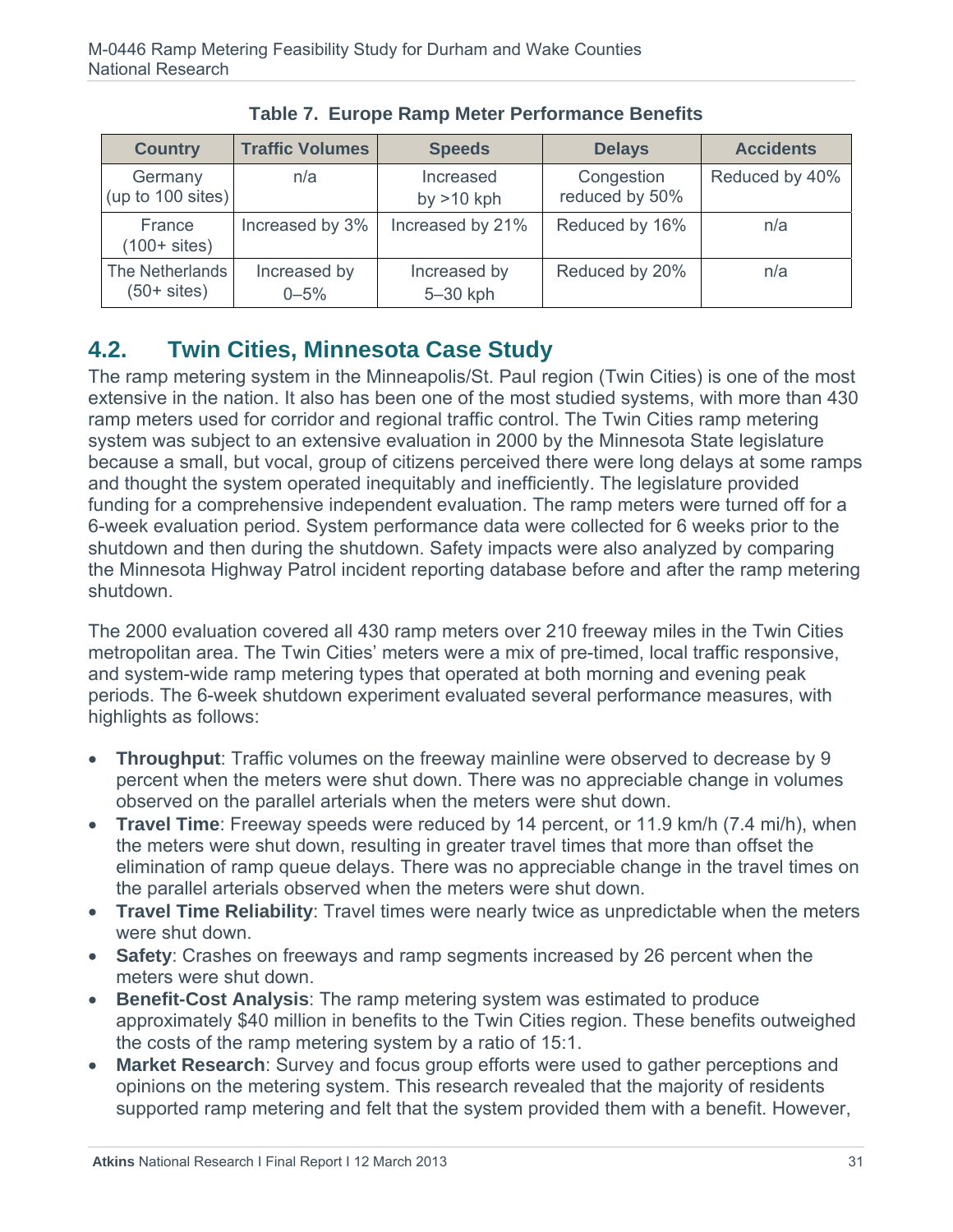**Table 7. Europe Ramp Meter Performance Benefits**

| Country | Traffic Volumes | Speeds | Delays | Accidents |
|---|---|---|---|---|
| Germany (up to 100 sites) | n/a | Increased by >10 kph | Congestion reduced by 50% | Reduced by 40% |
| France (100+ sites) | Increased by 3% | Increased by 21% | Reduced by 16% | n/a |
| The Netherlands (50+ sites) | Increased by 0–5% | Increased by 5–30 kph | Reduced by 20% | n/a |

## 4.2. Twin Cities, Minnesota Case Study

The ramp metering system in the Minneapolis/St. Paul region (Twin Cities) is one of the most extensive in the nation. It also has been one of the most studied systems, with more than 430 ramp meters used for corridor and regional traffic control. The Twin Cities ramp metering system was subject to an extensive evaluation in 2000 by the Minnesota State legislature because a small, but vocal, group of citizens perceived there were long delays at some ramps and thought the system operated inequitably and inefficiently. The legislature provided funding for a comprehensive independent evaluation. The ramp meters were turned off for a 6-week evaluation period. System performance data were collected for 6 weeks prior to the shutdown and then during the shutdown. Safety impacts were also analyzed by comparing the Minnesota Highway Patrol incident reporting database before and after the ramp metering shutdown.

The 2000 evaluation covered all 430 ramp meters over 210 freeway miles in the Twin Cities metropolitan area. The Twin Cities' meters were a mix of pre-timed, local traffic responsive, and system-wide ramp metering types that operated at both morning and evening peak periods. The 6-week shutdown experiment evaluated several performance measures, with highlights as follows:

- **Throughput**: Traffic volumes on the freeway mainline were observed to decrease by 9 percent when the meters were shut down. There was no appreciable change in volumes observed on the parallel arterials when the meters were shut down.
- **Travel Time**: Freeway speeds were reduced by 14 percent, or 11.9 km/h (7.4 mi/h), when the meters were shut down, resulting in greater travel times that more than offset the elimination of ramp queue delays. There was no appreciable change in the travel times on the parallel arterials observed when the meters were shut down.
- **Travel Time Reliability**: Travel times were nearly twice as unpredictable when the meters were shut down.
- **Safety**: Crashes on freeways and ramp segments increased by 26 percent when the meters were shut down.
- **Benefit-Cost Analysis**: The ramp metering system was estimated to produce approximately $40 million in benefits to the Twin Cities region. These benefits outweighed the costs of the ramp metering system by a ratio of 15:1.
- **Market Research**: Survey and focus group efforts were used to gather perceptions and opinions on the metering system. This research revealed that the majority of residents supported ramp metering and felt that the system provided them with a benefit. However,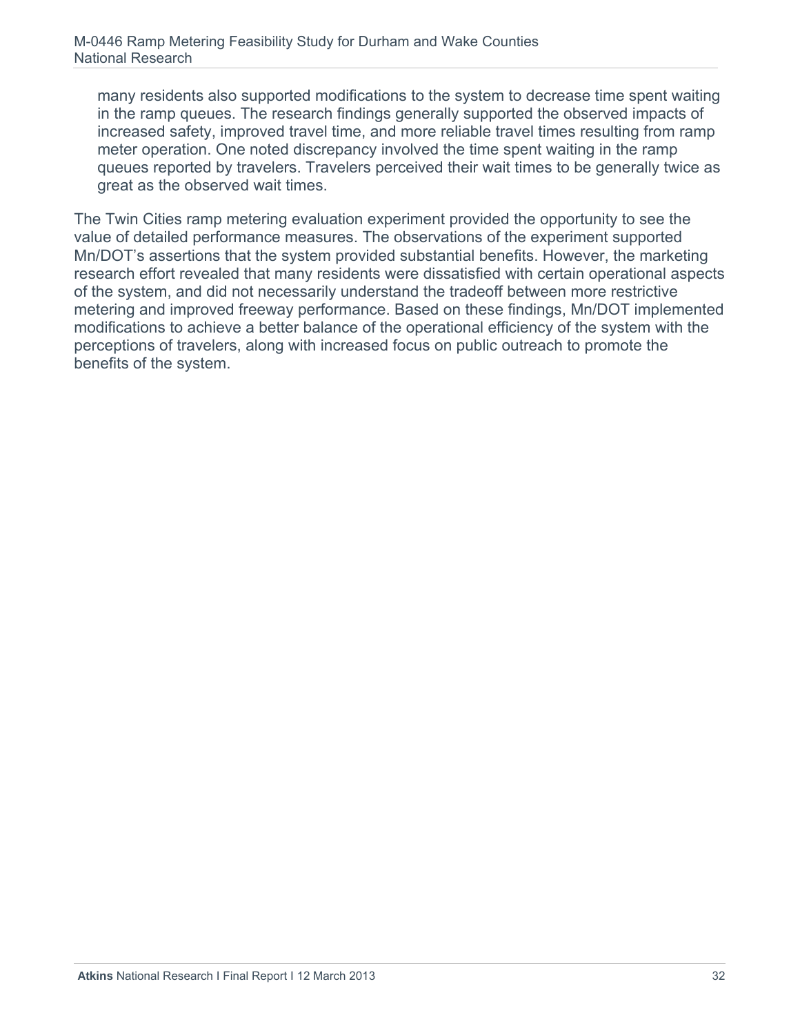many residents also supported modifications to the system to decrease time spent waiting in the ramp queues. The research findings generally supported the observed impacts of increased safety, improved travel time, and more reliable travel times resulting from ramp meter operation. One noted discrepancy involved the time spent waiting in the ramp queues reported by travelers. Travelers perceived their wait times to be generally twice as great as the observed wait times.

The Twin Cities ramp metering evaluation experiment provided the opportunity to see the value of detailed performance measures. The observations of the experiment supported Mn/DOT's assertions that the system provided substantial benefits. However, the marketing research effort revealed that many residents were dissatisfied with certain operational aspects of the system, and did not necessarily understand the tradeoff between more restrictive metering and improved freeway performance. Based on these findings, Mn/DOT implemented modifications to achieve a better balance of the operational efficiency of the system with the perceptions of travelers, along with increased focus on public outreach to promote the benefits of the system.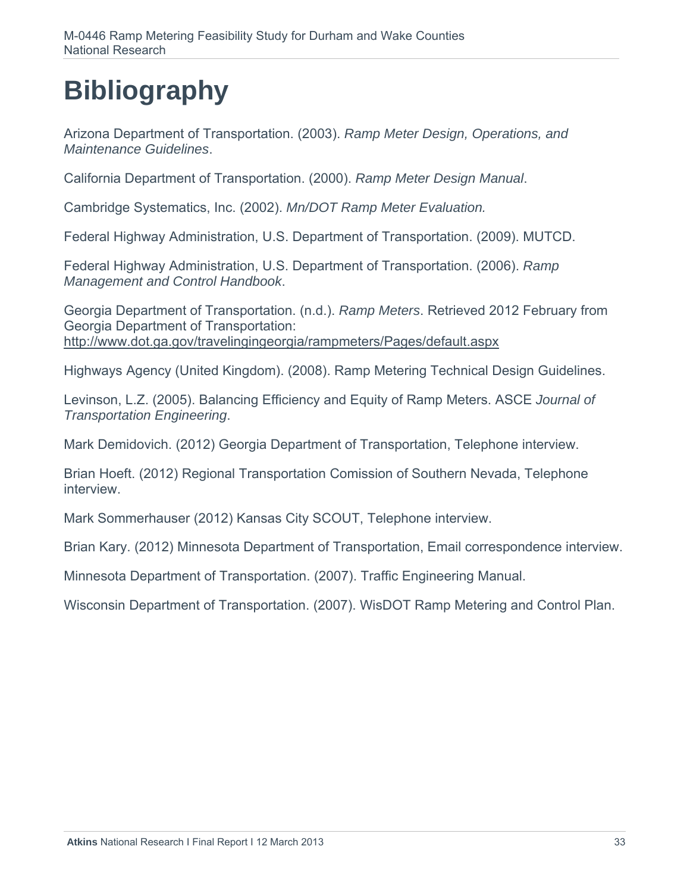# Bibliography

Arizona Department of Transportation. (2003). *Ramp Meter Design, Operations, and Maintenance Guidelines*.

California Department of Transportation. (2000). *Ramp Meter Design Manual*.

Cambridge Systematics, Inc. (2002). *Mn/DOT Ramp Meter Evaluation.*

Federal Highway Administration, U.S. Department of Transportation. (2009). MUTCD.

Federal Highway Administration, U.S. Department of Transportation. (2006). *Ramp Management and Control Handbook*.

Georgia Department of Transportation. (n.d.). *Ramp Meters*. Retrieved 2012 February from Georgia Department of Transportation: http://www.dot.ga.gov/travelingingeorgia/rampmeters/Pages/default.aspx

Highways Agency (United Kingdom). (2008). Ramp Metering Technical Design Guidelines.

Levinson, L.Z. (2005). Balancing Efficiency and Equity of Ramp Meters. ASCE *Journal of Transportation Engineering*.

Mark Demidovich. (2012) Georgia Department of Transportation, Telephone interview.

Brian Hoeft. (2012) Regional Transportation Comission of Southern Nevada, Telephone interview.

Mark Sommerhauser (2012) Kansas City SCOUT, Telephone interview.

Brian Kary. (2012) Minnesota Department of Transportation, Email correspondence interview.

Minnesota Department of Transportation. (2007). Traffic Engineering Manual.

Wisconsin Department of Transportation. (2007). WisDOT Ramp Metering and Control Plan.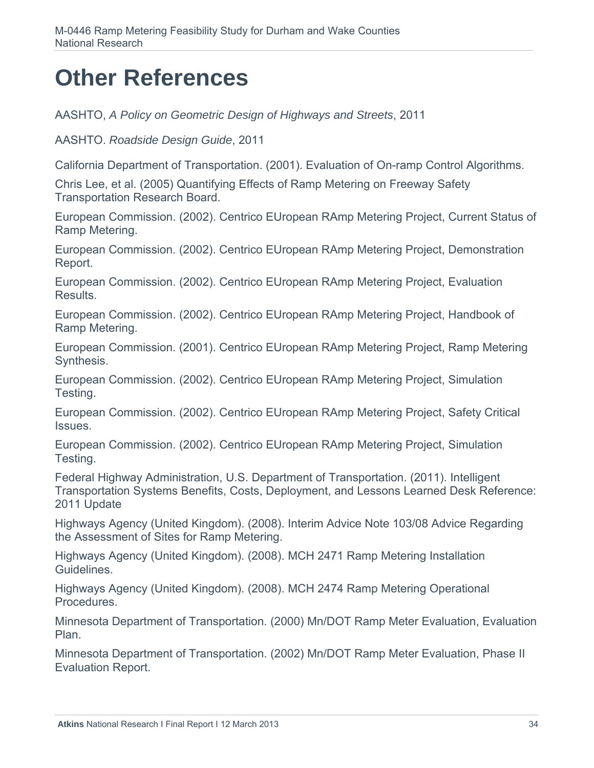# Other References

AASHTO, *A Policy on Geometric Design of Highways and Streets*, 2011

AASHTO. *Roadside Design Guide*, 2011

California Department of Transportation. (2001). Evaluation of On-ramp Control Algorithms.

Chris Lee, et al. (2005) Quantifying Effects of Ramp Metering on Freeway Safety Transportation Research Board.

European Commission. (2002). Centrico EUropean RAmp Metering Project, Current Status of Ramp Metering.

European Commission. (2002). Centrico EUropean RAmp Metering Project, Demonstration Report.

European Commission. (2002). Centrico EUropean RAmp Metering Project, Evaluation Results.

European Commission. (2002). Centrico EUropean RAmp Metering Project, Handbook of Ramp Metering.

European Commission. (2001). Centrico EUropean RAmp Metering Project, Ramp Metering Synthesis.

European Commission. (2002). Centrico EUropean RAmp Metering Project, Simulation Testing.

European Commission. (2002). Centrico EUropean RAmp Metering Project, Safety Critical Issues.

European Commission. (2002). Centrico EUropean RAmp Metering Project, Simulation Testing.

Federal Highway Administration, U.S. Department of Transportation. (2011). Intelligent Transportation Systems Benefits, Costs, Deployment, and Lessons Learned Desk Reference: 2011 Update

Highways Agency (United Kingdom). (2008). Interim Advice Note 103/08 Advice Regarding the Assessment of Sites for Ramp Metering.

Highways Agency (United Kingdom). (2008). MCH 2471 Ramp Metering Installation Guidelines.

Highways Agency (United Kingdom). (2008). MCH 2474 Ramp Metering Operational Procedures.

Minnesota Department of Transportation. (2000) Mn/DOT Ramp Meter Evaluation, Evaluation Plan.

Minnesota Department of Transportation. (2002) Mn/DOT Ramp Meter Evaluation, Phase II Evaluation Report.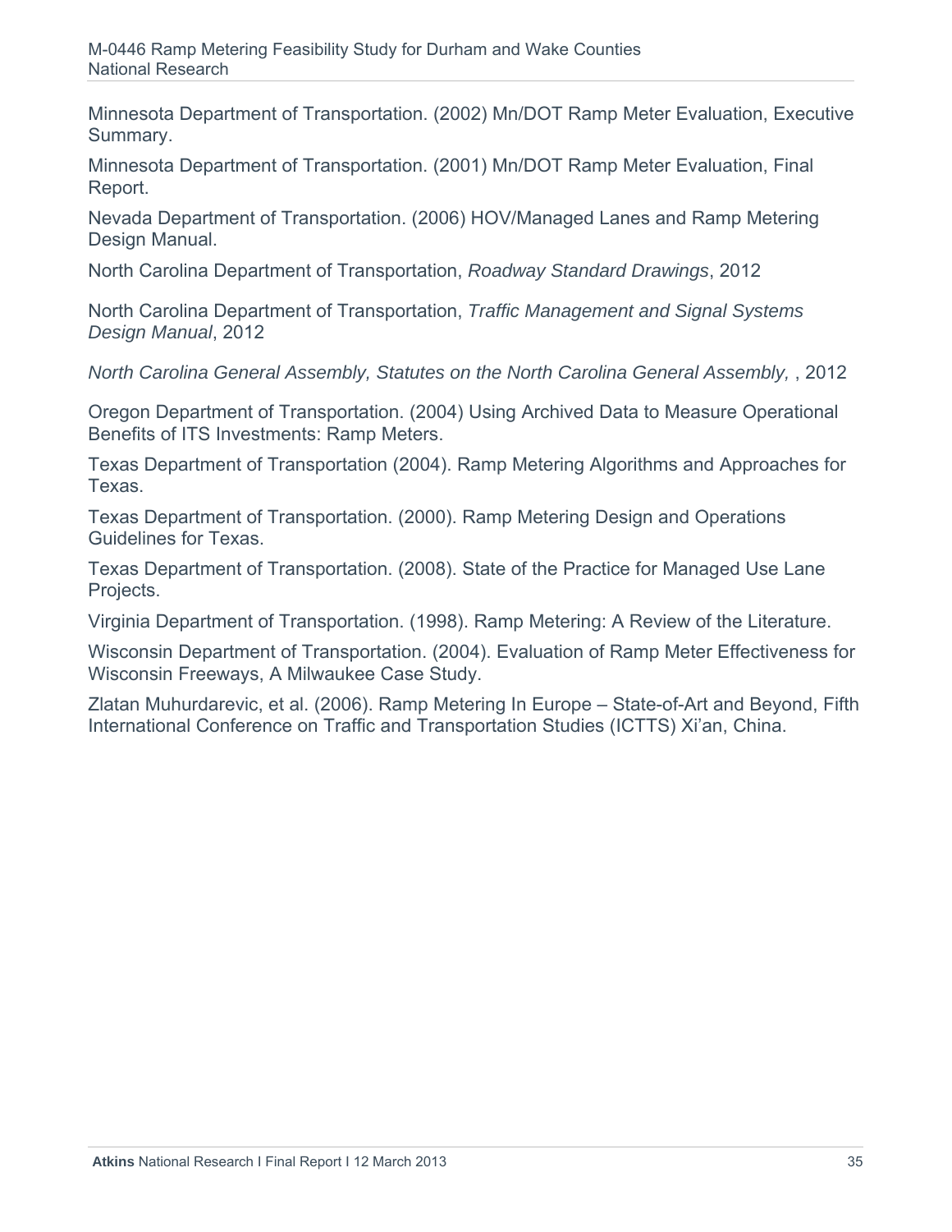Minnesota Department of Transportation. (2002) Mn/DOT Ramp Meter Evaluation, Executive Summary.

Minnesota Department of Transportation. (2001) Mn/DOT Ramp Meter Evaluation, Final Report.

Nevada Department of Transportation. (2006) HOV/Managed Lanes and Ramp Metering Design Manual.

North Carolina Department of Transportation, *Roadway Standard Drawings*, 2012

North Carolina Department of Transportation, *Traffic Management and Signal Systems Design Manual*, 2012

*North Carolina General Assembly, Statutes on the North Carolina General Assembly,* , 2012

Oregon Department of Transportation. (2004) Using Archived Data to Measure Operational Benefits of ITS Investments: Ramp Meters.

Texas Department of Transportation (2004). Ramp Metering Algorithms and Approaches for Texas.

Texas Department of Transportation. (2000). Ramp Metering Design and Operations Guidelines for Texas.

Texas Department of Transportation. (2008). State of the Practice for Managed Use Lane Projects.

Virginia Department of Transportation. (1998). Ramp Metering: A Review of the Literature.

Wisconsin Department of Transportation. (2004). Evaluation of Ramp Meter Effectiveness for Wisconsin Freeways, A Milwaukee Case Study.

Zlatan Muhurdarevic, et al. (2006). Ramp Metering In Europe – State-of-Art and Beyond, Fifth International Conference on Traffic and Transportation Studies (ICTTS) Xi'an, China.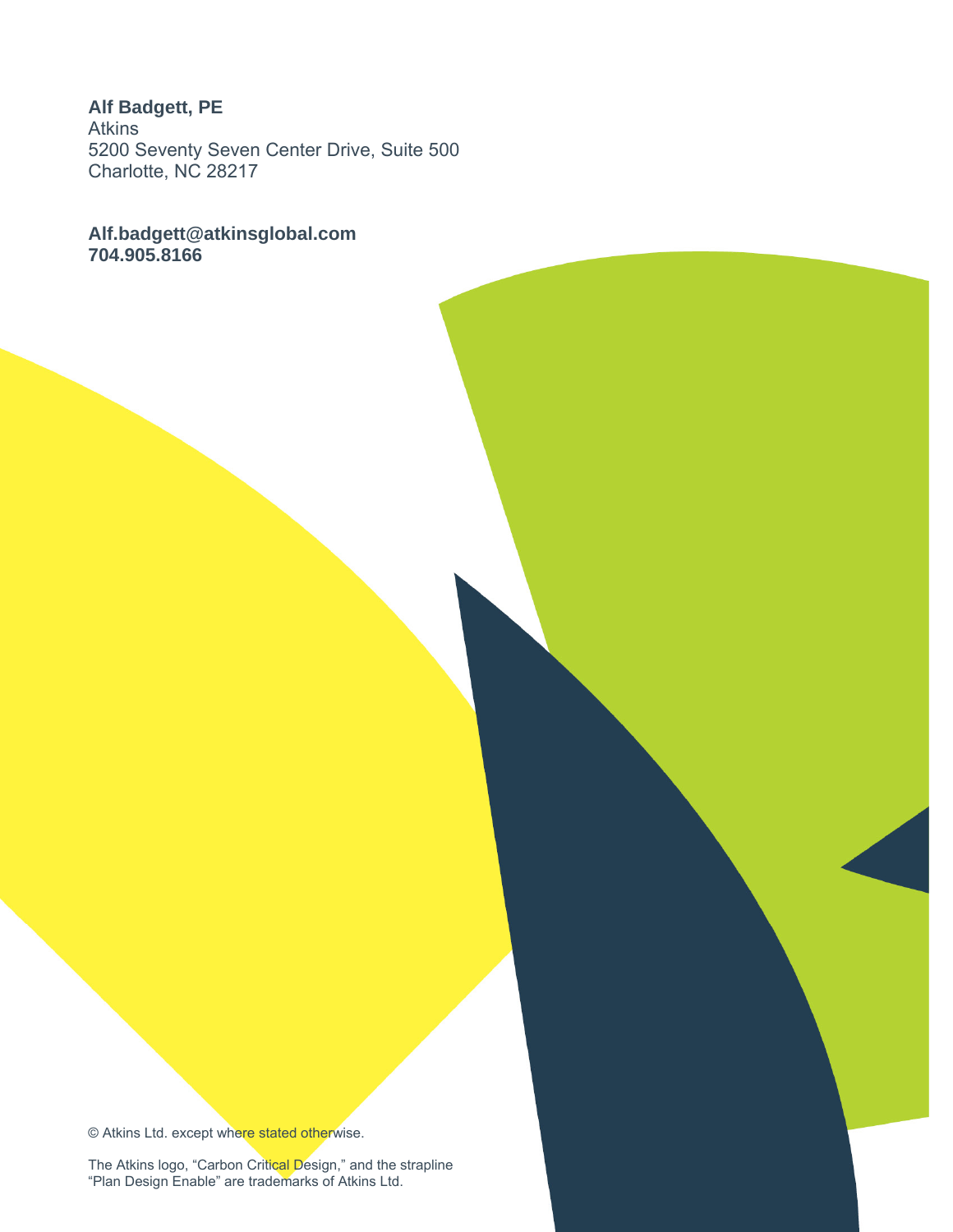**Alf Badgett, PE**
Atkins
5200 Seventy Seven Center Drive, Suite 500
Charlotte, NC 28217

**Alf.badgett@atkinsglobal.com**
**704.905.8166**

© Atkins Ltd. except where stated otherwise.

The Atkins logo, “Carbon Critical Design,” and the strapline “Plan Design Enable” are trademarks of Atkins Ltd.